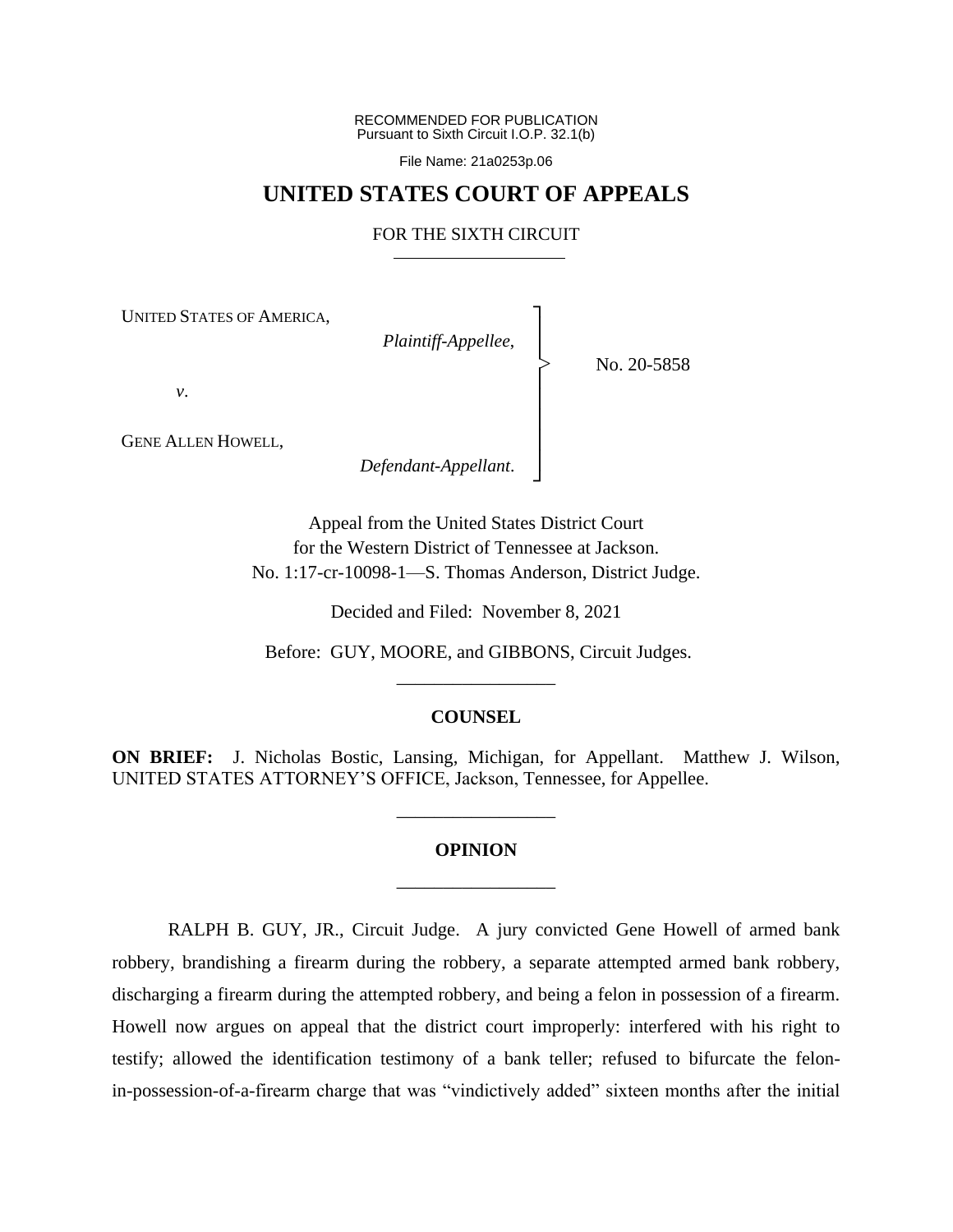RECOMMENDED FOR PUBLICATION
Pursuant to Sixth Circuit I.O.P. 32.1(b)

File Name: 21a0253p.06

# UNITED STATES COURT OF APPEALS

FOR THE SIXTH CIRCUIT

UNITED STATES OF AMERICA,
*Plaintiff-Appellee*,

*v*.

GENE ALLEN HOWELL,
*Defendant-Appellant*.

No. 20-5858

Appeal from the United States District Court for the Western District of Tennessee at Jackson.
No. 1:17-cr-10098-1—S. Thomas Anderson, District Judge.

Decided and Filed: November 8, 2021

Before: GUY, MOORE, and GIBBONS, Circuit Judges.

## COUNSEL

**ON BRIEF:** J. Nicholas Bostic, Lansing, Michigan, for Appellant. Matthew J. Wilson, UNITED STATES ATTORNEY'S OFFICE, Jackson, Tennessee, for Appellee.

## OPINION

RALPH B. GUY, JR., Circuit Judge. A jury convicted Gene Howell of armed bank robbery, brandishing a firearm during the robbery, a separate attempted armed bank robbery, discharging a firearm during the attempted robbery, and being a felon in possession of a firearm. Howell now argues on appeal that the district court improperly: interfered with his right to testify; allowed the identification testimony of a bank teller; refused to bifurcate the felon-in-possession-of-a-firearm charge that was "vindictively added" sixteen months after the initial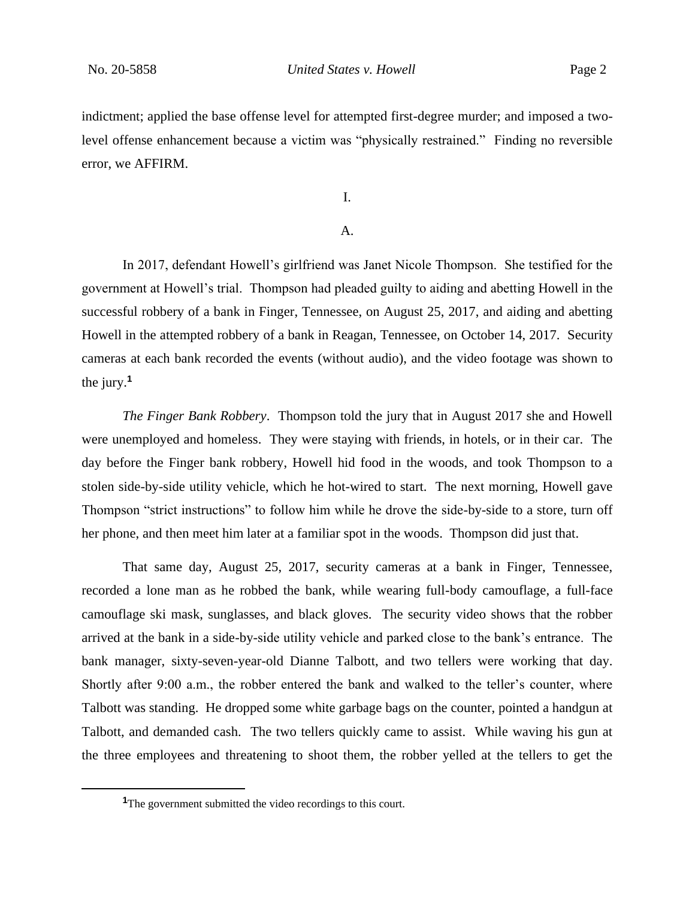indictment; applied the base offense level for attempted first-degree murder; and imposed a two-level offense enhancement because a victim was "physically restrained." Finding no reversible error, we AFFIRM.

I.

A.

In 2017, defendant Howell's girlfriend was Janet Nicole Thompson. She testified for the government at Howell's trial. Thompson had pleaded guilty to aiding and abetting Howell in the successful robbery of a bank in Finger, Tennessee, on August 25, 2017, and aiding and abetting Howell in the attempted robbery of a bank in Reagan, Tennessee, on October 14, 2017. Security cameras at each bank recorded the events (without audio), and the video footage was shown to the jury.[1]

*The Finger Bank Robbery*. Thompson told the jury that in August 2017 she and Howell were unemployed and homeless. They were staying with friends, in hotels, or in their car. The day before the Finger bank robbery, Howell hid food in the woods, and took Thompson to a stolen side-by-side utility vehicle, which he hot-wired to start. The next morning, Howell gave Thompson "strict instructions" to follow him while he drove the side-by-side to a store, turn off her phone, and then meet him later at a familiar spot in the woods. Thompson did just that.

That same day, August 25, 2017, security cameras at a bank in Finger, Tennessee, recorded a lone man as he robbed the bank, while wearing full-body camouflage, a full-face camouflage ski mask, sunglasses, and black gloves. The security video shows that the robber arrived at the bank in a side-by-side utility vehicle and parked close to the bank's entrance. The bank manager, sixty-seven-year-old Dianne Talbott, and two tellers were working that day. Shortly after 9:00 a.m., the robber entered the bank and walked to the teller's counter, where Talbott was standing. He dropped some white garbage bags on the counter, pointed a handgun at Talbott, and demanded cash. The two tellers quickly came to assist. While waving his gun at the three employees and threatening to shoot them, the robber yelled at the tellers to get the

[1]The government submitted the video recordings to this court.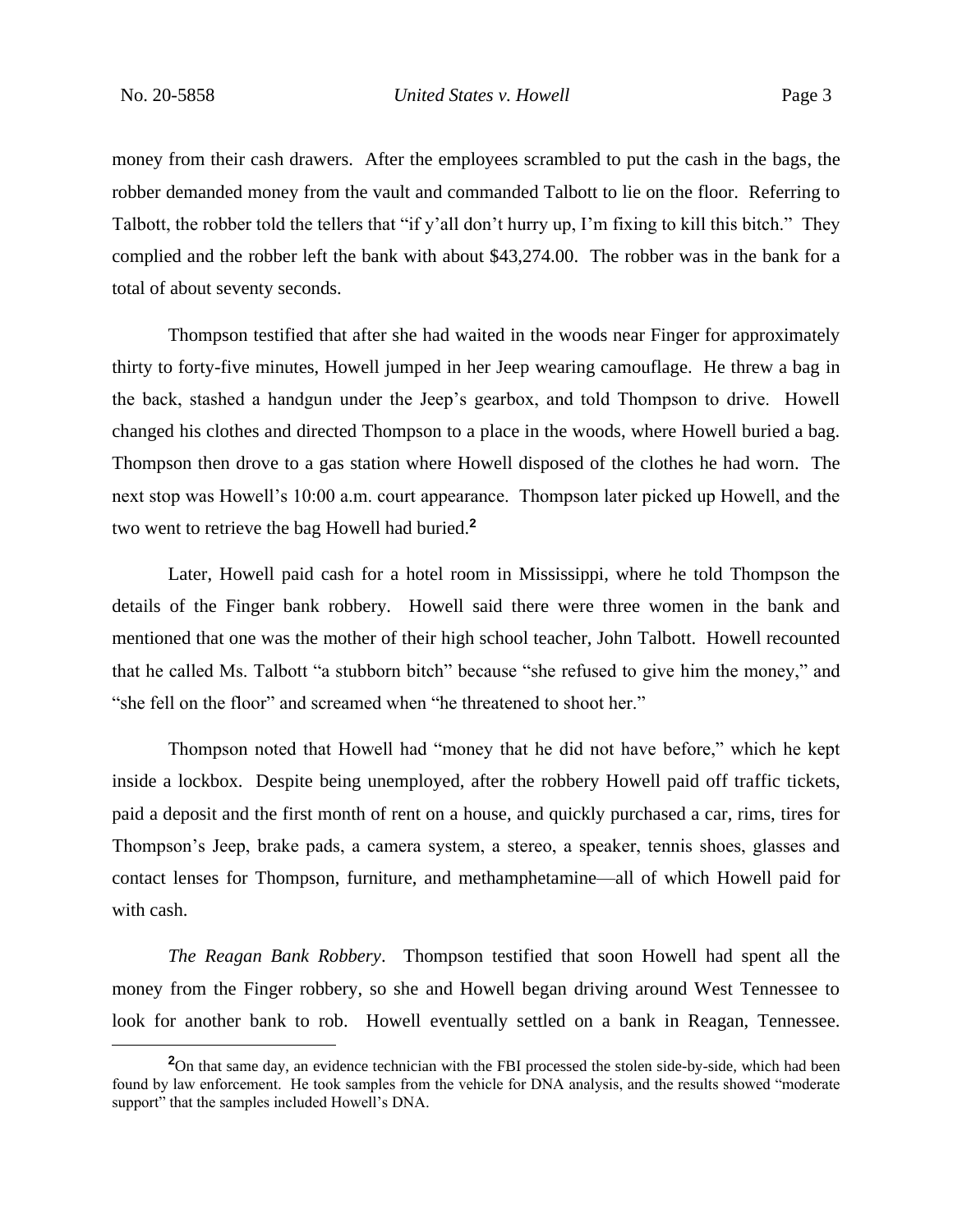money from their cash drawers. After the employees scrambled to put the cash in the bags, the robber demanded money from the vault and commanded Talbott to lie on the floor. Referring to Talbott, the robber told the tellers that "if y'all don't hurry up, I'm fixing to kill this bitch." They complied and the robber left the bank with about $43,274.00. The robber was in the bank for a total of about seventy seconds.

Thompson testified that after she had waited in the woods near Finger for approximately thirty to forty-five minutes, Howell jumped in her Jeep wearing camouflage. He threw a bag in the back, stashed a handgun under the Jeep's gearbox, and told Thompson to drive. Howell changed his clothes and directed Thompson to a place in the woods, where Howell buried a bag. Thompson then drove to a gas station where Howell disposed of the clothes he had worn. The next stop was Howell's 10:00 a.m. court appearance. Thompson later picked up Howell, and the two went to retrieve the bag Howell had buried.[2]

Later, Howell paid cash for a hotel room in Mississippi, where he told Thompson the details of the Finger bank robbery. Howell said there were three women in the bank and mentioned that one was the mother of their high school teacher, John Talbott. Howell recounted that he called Ms. Talbott "a stubborn bitch" because "she refused to give him the money," and "she fell on the floor" and screamed when "he threatened to shoot her."

Thompson noted that Howell had "money that he did not have before," which he kept inside a lockbox. Despite being unemployed, after the robbery Howell paid off traffic tickets, paid a deposit and the first month of rent on a house, and quickly purchased a car, rims, tires for Thompson's Jeep, brake pads, a camera system, a stereo, a speaker, tennis shoes, glasses and contact lenses for Thompson, furniture, and methamphetamine—all of which Howell paid for with cash.

*The Reagan Bank Robbery*. Thompson testified that soon Howell had spent all the money from the Finger robbery, so she and Howell began driving around West Tennessee to look for another bank to rob. Howell eventually settled on a bank in Reagan, Tennessee.

[2]On that same day, an evidence technician with the FBI processed the stolen side-by-side, which had been found by law enforcement. He took samples from the vehicle for DNA analysis, and the results showed "moderate support" that the samples included Howell's DNA.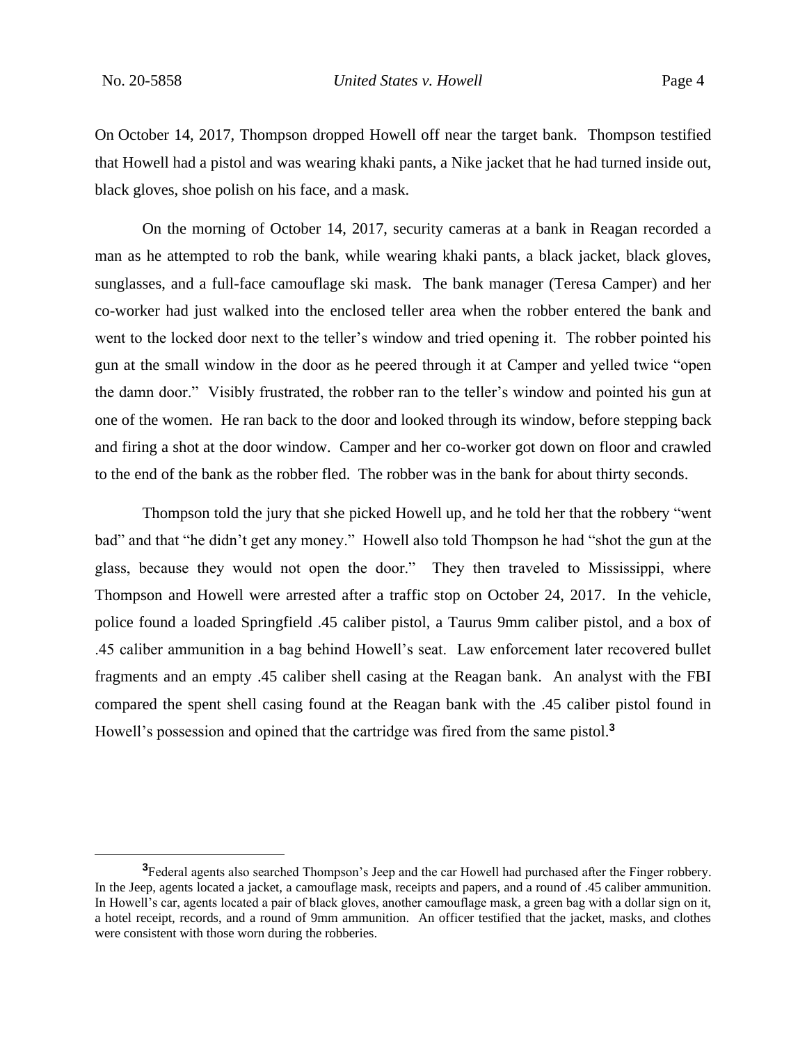On October 14, 2017, Thompson dropped Howell off near the target bank. Thompson testified that Howell had a pistol and was wearing khaki pants, a Nike jacket that he had turned inside out, black gloves, shoe polish on his face, and a mask.

On the morning of October 14, 2017, security cameras at a bank in Reagan recorded a man as he attempted to rob the bank, while wearing khaki pants, a black jacket, black gloves, sunglasses, and a full-face camouflage ski mask. The bank manager (Teresa Camper) and her co-worker had just walked into the enclosed teller area when the robber entered the bank and went to the locked door next to the teller's window and tried opening it. The robber pointed his gun at the small window in the door as he peered through it at Camper and yelled twice "open the damn door." Visibly frustrated, the robber ran to the teller's window and pointed his gun at one of the women. He ran back to the door and looked through its window, before stepping back and firing a shot at the door window. Camper and her co-worker got down on floor and crawled to the end of the bank as the robber fled. The robber was in the bank for about thirty seconds.

Thompson told the jury that she picked Howell up, and he told her that the robbery "went bad" and that "he didn't get any money." Howell also told Thompson he had "shot the gun at the glass, because they would not open the door." They then traveled to Mississippi, where Thompson and Howell were arrested after a traffic stop on October 24, 2017. In the vehicle, police found a loaded Springfield .45 caliber pistol, a Taurus 9mm caliber pistol, and a box of .45 caliber ammunition in a bag behind Howell's seat. Law enforcement later recovered bullet fragments and an empty .45 caliber shell casing at the Reagan bank. An analyst with the FBI compared the spent shell casing found at the Reagan bank with the .45 caliber pistol found in Howell's possession and opined that the cartridge was fired from the same pistol.[3]

[3]Federal agents also searched Thompson's Jeep and the car Howell had purchased after the Finger robbery. In the Jeep, agents located a jacket, a camouflage mask, receipts and papers, and a round of .45 caliber ammunition. In Howell's car, agents located a pair of black gloves, another camouflage mask, a green bag with a dollar sign on it, a hotel receipt, records, and a round of 9mm ammunition. An officer testified that the jacket, masks, and clothes were consistent with those worn during the robberies.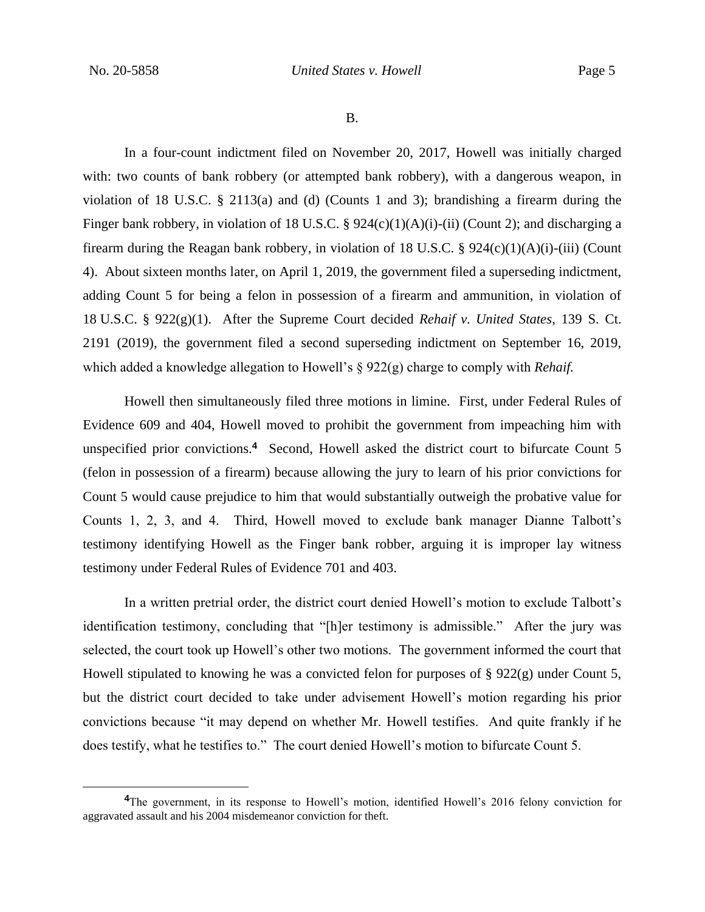B.

In a four-count indictment filed on November 20, 2017, Howell was initially charged with: two counts of bank robbery (or attempted bank robbery), with a dangerous weapon, in violation of 18 U.S.C. § 2113(a) and (d) (Counts 1 and 3); brandishing a firearm during the Finger bank robbery, in violation of 18 U.S.C. § 924(c)(1)(A)(i)-(ii) (Count 2); and discharging a firearm during the Reagan bank robbery, in violation of 18 U.S.C. § 924(c)(1)(A)(i)-(iii) (Count 4). About sixteen months later, on April 1, 2019, the government filed a superseding indictment, adding Count 5 for being a felon in possession of a firearm and ammunition, in violation of 18 U.S.C. § 922(g)(1). After the Supreme Court decided *Rehaif v. United States*, 139 S. Ct. 2191 (2019), the government filed a second superseding indictment on September 16, 2019, which added a knowledge allegation to Howell's § 922(g) charge to comply with *Rehaif.*

Howell then simultaneously filed three motions in limine. First, under Federal Rules of Evidence 609 and 404, Howell moved to prohibit the government from impeaching him with unspecified prior convictions.[4] Second, Howell asked the district court to bifurcate Count 5 (felon in possession of a firearm) because allowing the jury to learn of his prior convictions for Count 5 would cause prejudice to him that would substantially outweigh the probative value for Counts 1, 2, 3, and 4. Third, Howell moved to exclude bank manager Dianne Talbott's testimony identifying Howell as the Finger bank robber, arguing it is improper lay witness testimony under Federal Rules of Evidence 701 and 403.

In a written pretrial order, the district court denied Howell's motion to exclude Talbott's identification testimony, concluding that "[h]er testimony is admissible." After the jury was selected, the court took up Howell's other two motions. The government informed the court that Howell stipulated to knowing he was a convicted felon for purposes of § 922(g) under Count 5, but the district court decided to take under advisement Howell's motion regarding his prior convictions because "it may depend on whether Mr. Howell testifies. And quite frankly if he does testify, what he testifies to." The court denied Howell's motion to bifurcate Count 5.

[4]The government, in its response to Howell's motion, identified Howell's 2016 felony conviction for aggravated assault and his 2004 misdemeanor conviction for theft.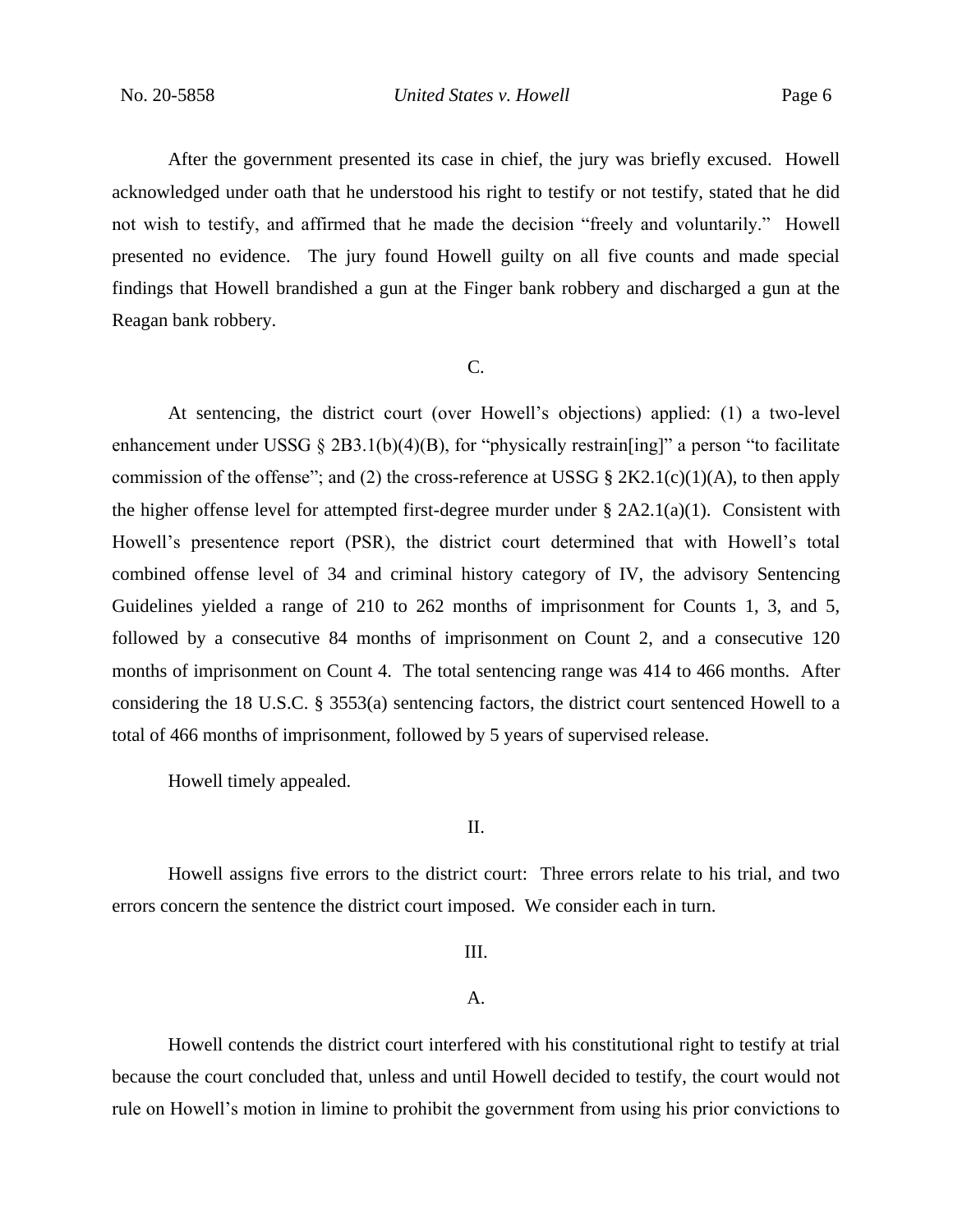After the government presented its case in chief, the jury was briefly excused. Howell acknowledged under oath that he understood his right to testify or not testify, stated that he did not wish to testify, and affirmed that he made the decision "freely and voluntarily." Howell presented no evidence. The jury found Howell guilty on all five counts and made special findings that Howell brandished a gun at the Finger bank robbery and discharged a gun at the Reagan bank robbery.

C.

At sentencing, the district court (over Howell's objections) applied: (1) a two-level enhancement under USSG § 2B3.1(b)(4)(B), for "physically restrain[ing]" a person "to facilitate commission of the offense"; and (2) the cross-reference at USSG § 2K2.1(c)(1)(A), to then apply the higher offense level for attempted first-degree murder under § 2A2.1(a)(1). Consistent with Howell's presentence report (PSR), the district court determined that with Howell's total combined offense level of 34 and criminal history category of IV, the advisory Sentencing Guidelines yielded a range of 210 to 262 months of imprisonment for Counts 1, 3, and 5, followed by a consecutive 84 months of imprisonment on Count 2, and a consecutive 120 months of imprisonment on Count 4. The total sentencing range was 414 to 466 months. After considering the 18 U.S.C. § 3553(a) sentencing factors, the district court sentenced Howell to a total of 466 months of imprisonment, followed by 5 years of supervised release.

Howell timely appealed.

II.

Howell assigns five errors to the district court: Three errors relate to his trial, and two errors concern the sentence the district court imposed. We consider each in turn.

III.

A.

Howell contends the district court interfered with his constitutional right to testify at trial because the court concluded that, unless and until Howell decided to testify, the court would not rule on Howell's motion in limine to prohibit the government from using his prior convictions to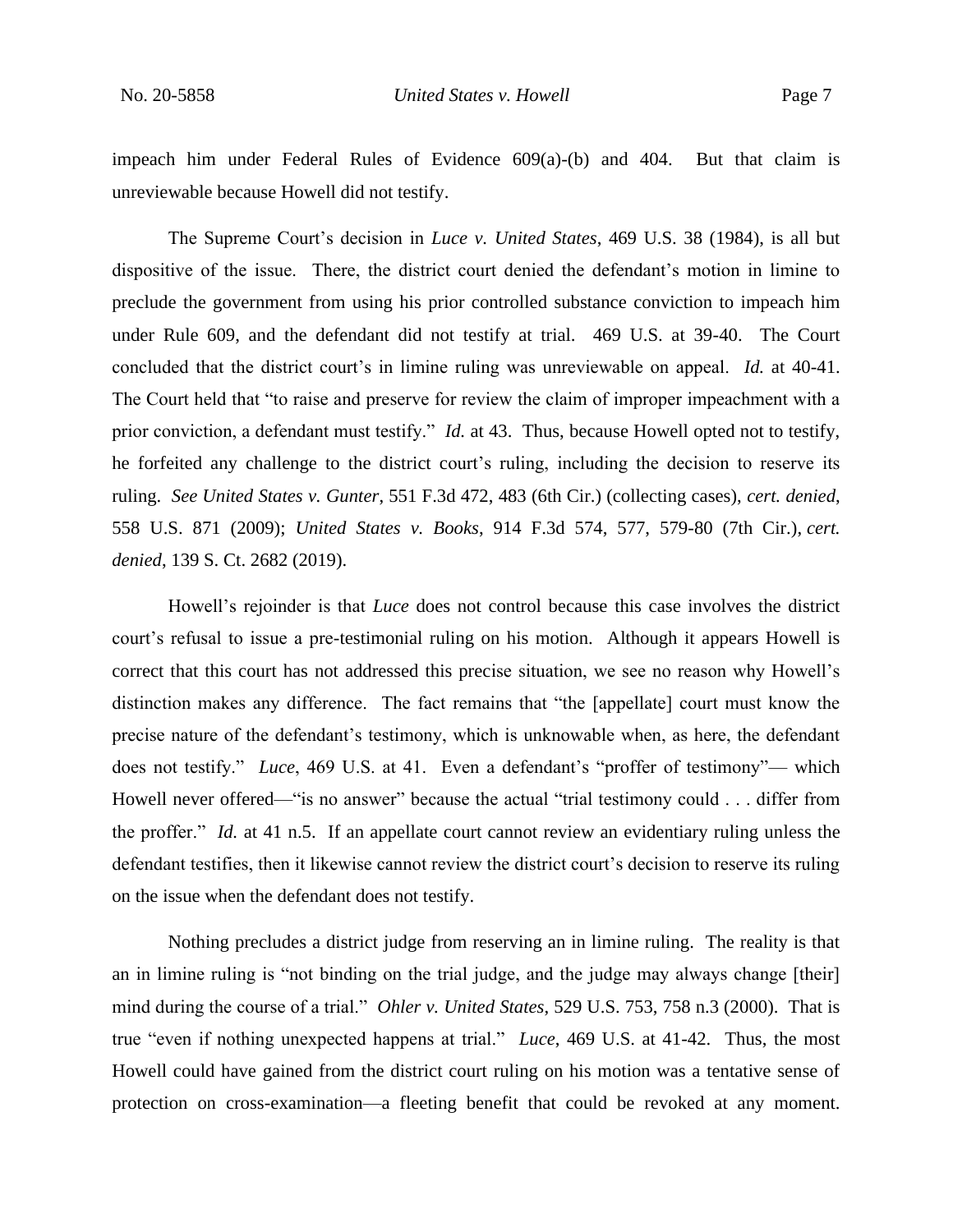impeach him under Federal Rules of Evidence 609(a)-(b) and 404. But that claim is unreviewable because Howell did not testify.

The Supreme Court's decision in *Luce v. United States*, 469 U.S. 38 (1984), is all but dispositive of the issue. There, the district court denied the defendant's motion in limine to preclude the government from using his prior controlled substance conviction to impeach him under Rule 609, and the defendant did not testify at trial. 469 U.S. at 39-40. The Court concluded that the district court's in limine ruling was unreviewable on appeal. *Id.* at 40-41. The Court held that "to raise and preserve for review the claim of improper impeachment with a prior conviction, a defendant must testify." *Id.* at 43. Thus, because Howell opted not to testify, he forfeited any challenge to the district court's ruling, including the decision to reserve its ruling. *See United States v. Gunter*, 551 F.3d 472, 483 (6th Cir.) (collecting cases), *cert. denied*, 558 U.S. 871 (2009); *United States v. Books*, 914 F.3d 574, 577, 579-80 (7th Cir.), *cert. denied*, 139 S. Ct. 2682 (2019).

Howell's rejoinder is that *Luce* does not control because this case involves the district court's refusal to issue a pre-testimonial ruling on his motion. Although it appears Howell is correct that this court has not addressed this precise situation, we see no reason why Howell's distinction makes any difference. The fact remains that "the [appellate] court must know the precise nature of the defendant's testimony, which is unknowable when, as here, the defendant does not testify." *Luce*, 469 U.S. at 41. Even a defendant's "proffer of testimony"— which Howell never offered—"is no answer" because the actual "trial testimony could . . . differ from the proffer." *Id.* at 41 n.5. If an appellate court cannot review an evidentiary ruling unless the defendant testifies, then it likewise cannot review the district court's decision to reserve its ruling on the issue when the defendant does not testify.

Nothing precludes a district judge from reserving an in limine ruling. The reality is that an in limine ruling is "not binding on the trial judge, and the judge may always change [their] mind during the course of a trial." *Ohler v. United States*, 529 U.S. 753, 758 n.3 (2000). That is true "even if nothing unexpected happens at trial." *Luce*, 469 U.S. at 41-42. Thus, the most Howell could have gained from the district court ruling on his motion was a tentative sense of protection on cross-examination—a fleeting benefit that could be revoked at any moment.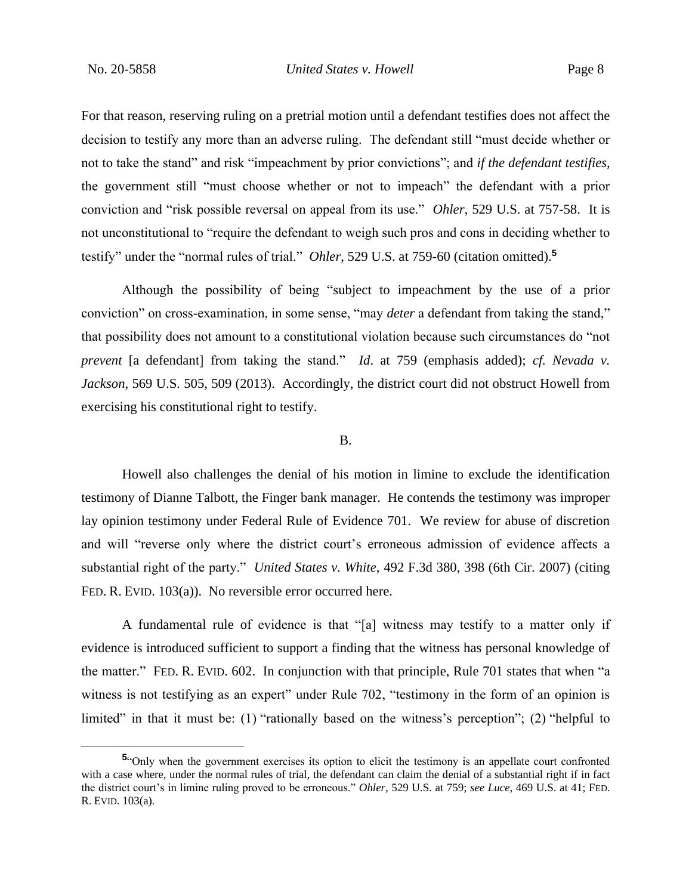For that reason, reserving ruling on a pretrial motion until a defendant testifies does not affect the decision to testify any more than an adverse ruling. The defendant still "must decide whether or not to take the stand" and risk "impeachment by prior convictions"; and *if the defendant testifies*, the government still "must choose whether or not to impeach" the defendant with a prior conviction and "risk possible reversal on appeal from its use." *Ohler*, 529 U.S. at 757-58. It is not unconstitutional to "require the defendant to weigh such pros and cons in deciding whether to testify" under the "normal rules of trial." *Ohler*, 529 U.S. at 759-60 (citation omitted).[5]

Although the possibility of being "subject to impeachment by the use of a prior conviction" on cross-examination, in some sense, "may *deter* a defendant from taking the stand," that possibility does not amount to a constitutional violation because such circumstances do "not *prevent* [a defendant] from taking the stand." *Id*. at 759 (emphasis added); *cf. Nevada v. Jackson*, 569 U.S. 505, 509 (2013). Accordingly, the district court did not obstruct Howell from exercising his constitutional right to testify.

B.

Howell also challenges the denial of his motion in limine to exclude the identification testimony of Dianne Talbott, the Finger bank manager. He contends the testimony was improper lay opinion testimony under Federal Rule of Evidence 701. We review for abuse of discretion and will "reverse only where the district court's erroneous admission of evidence affects a substantial right of the party." *United States v. White*, 492 F.3d 380, 398 (6th Cir. 2007) (citing FED. R. EVID. 103(a)). No reversible error occurred here.

A fundamental rule of evidence is that "[a] witness may testify to a matter only if evidence is introduced sufficient to support a finding that the witness has personal knowledge of the matter." FED. R. EVID. 602. In conjunction with that principle, Rule 701 states that when "a witness is not testifying as an expert" under Rule 702, "testimony in the form of an opinion is limited" in that it must be: (1) "rationally based on the witness's perception"; (2) "helpful to

---

[5] "Only when the government exercises its option to elicit the testimony is an appellate court confronted with a case where, under the normal rules of trial, the defendant can claim the denial of a substantial right if in fact the district court's in limine ruling proved to be erroneous." *Ohler*, 529 U.S. at 759; *see Luce*, 469 U.S. at 41; FED. R. EVID. 103(a).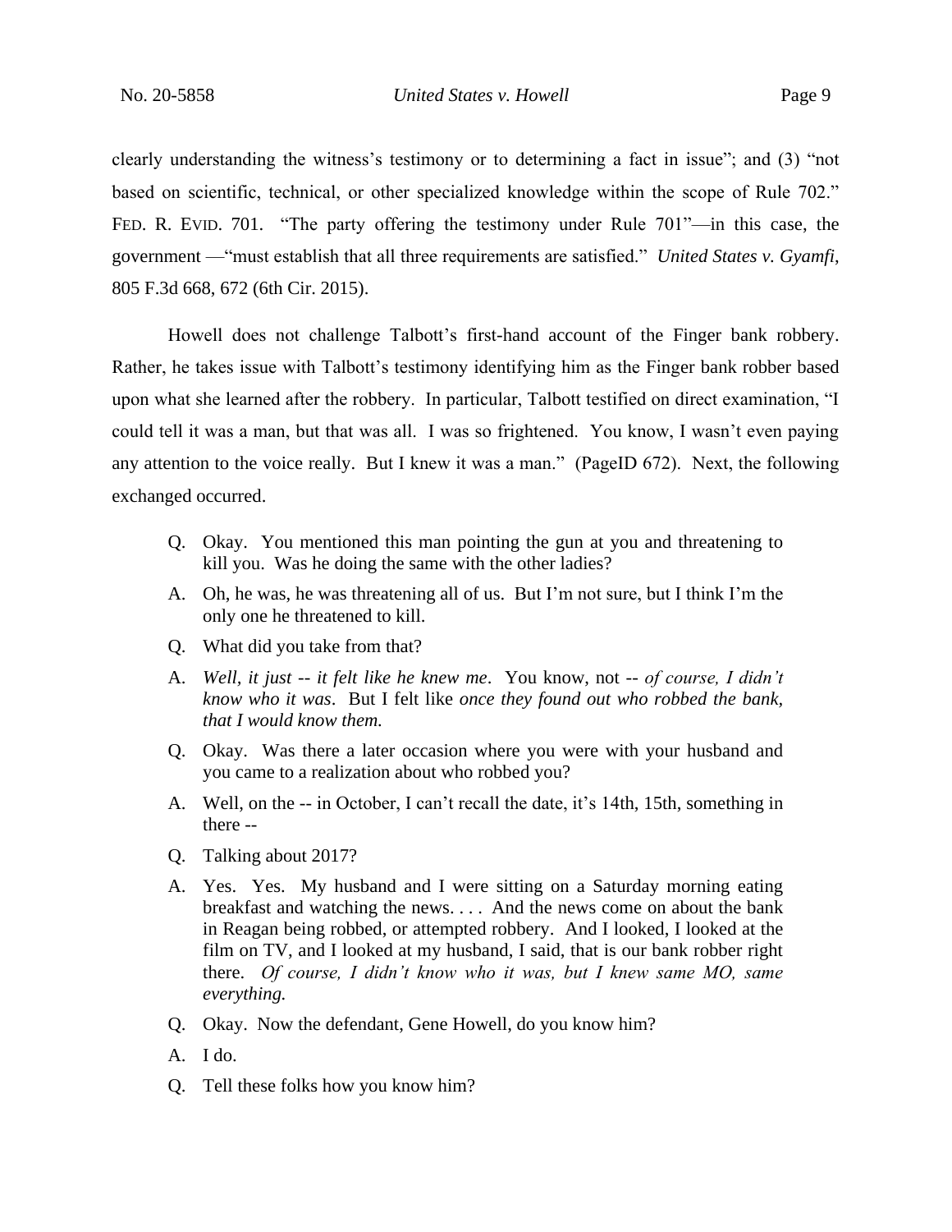clearly understanding the witness's testimony or to determining a fact in issue"; and (3) "not based on scientific, technical, or other specialized knowledge within the scope of Rule 702." FED. R. EVID. 701. "The party offering the testimony under Rule 701"—in this case, the government —"must establish that all three requirements are satisfied." *United States v. Gyamfi*, 805 F.3d 668, 672 (6th Cir. 2015).

Howell does not challenge Talbott's first-hand account of the Finger bank robbery. Rather, he takes issue with Talbott's testimony identifying him as the Finger bank robber based upon what she learned after the robbery. In particular, Talbott testified on direct examination, "I could tell it was a man, but that was all. I was so frightened. You know, I wasn't even paying any attention to the voice really. But I knew it was a man." (PageID 672). Next, the following exchanged occurred.

> Q. Okay. You mentioned this man pointing the gun at you and threatening to kill you. Was he doing the same with the other ladies?
>
> A. Oh, he was, he was threatening all of us. But I'm not sure, but I think I'm the only one he threatened to kill.
>
> Q. What did you take from that?
>
> A. *Well, it just -- it felt like he knew me*. You know, not -- *of course, I didn't know who it was*. But I felt like *once they found out who robbed the bank, that I would know them.*
>
> Q. Okay. Was there a later occasion where you were with your husband and you came to a realization about who robbed you?
>
> A. Well, on the -- in October, I can't recall the date, it's 14th, 15th, something in there --
>
> Q. Talking about 2017?
>
> A. Yes. Yes. My husband and I were sitting on a Saturday morning eating breakfast and watching the news. . . . And the news come on about the bank in Reagan being robbed, or attempted robbery. And I looked, I looked at the film on TV, and I looked at my husband, I said, that is our bank robber right there. *Of course, I didn't know who it was, but I knew same MO, same everything.*
>
> Q. Okay. Now the defendant, Gene Howell, do you know him?
>
> A. I do.
>
> Q. Tell these folks how you know him?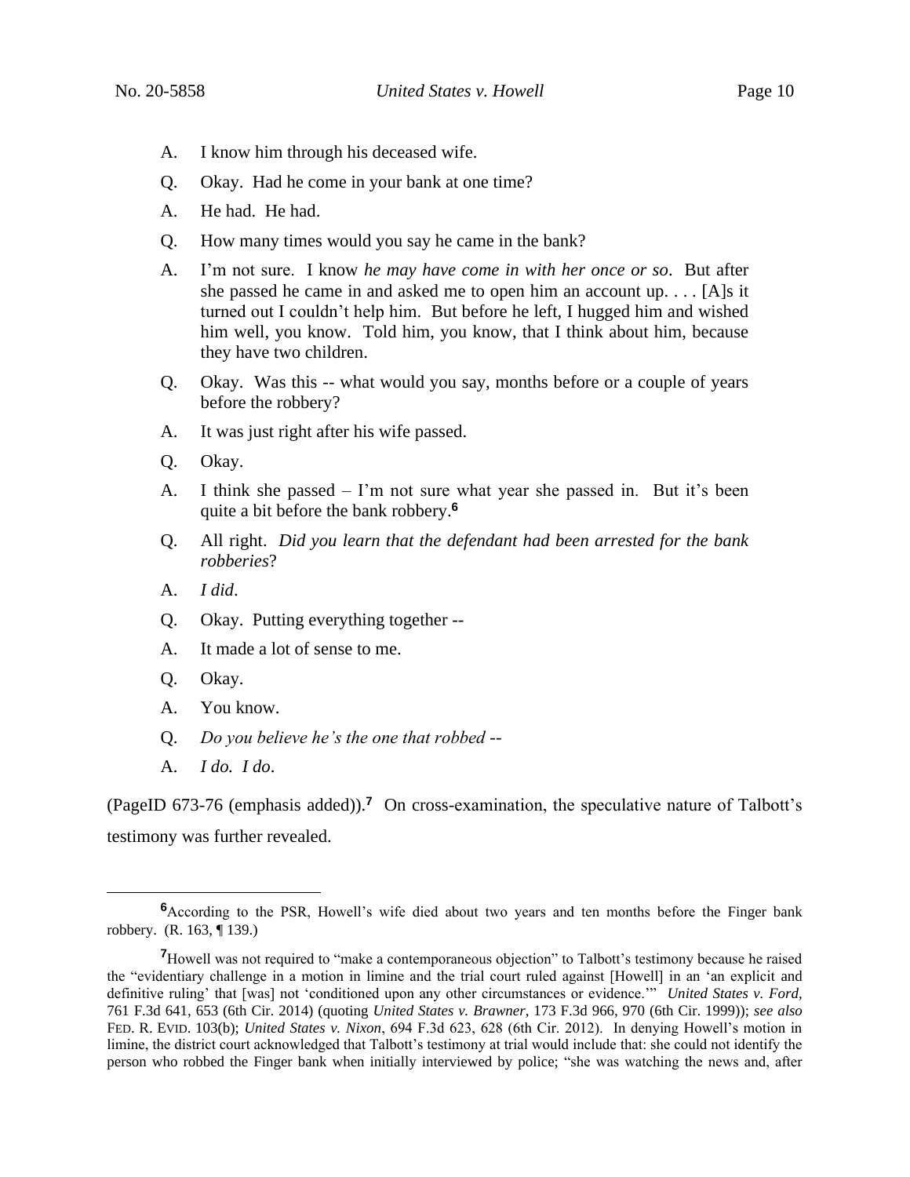A. I know him through his deceased wife.

Q. Okay. Had he come in your bank at one time?

A. He had. He had.

Q. How many times would you say he came in the bank?

A. I'm not sure. I know *he may have come in with her once or so*. But after she passed he came in and asked me to open him an account up. . . . [A]s it turned out I couldn't help him. But before he left, I hugged him and wished him well, you know. Told him, you know, that I think about him, because they have two children.

Q. Okay. Was this -- what would you say, months before or a couple of years before the robbery?

A. It was just right after his wife passed.

Q. Okay.

A. I think she passed – I'm not sure what year she passed in. But it's been quite a bit before the bank robbery.[6]

Q. All right. *Did you learn that the defendant had been arrested for the bank robberies*?

A. *I did*.

Q. Okay. Putting everything together --

A. It made a lot of sense to me.

Q. Okay.

A. You know.

Q. *Do you believe he's the one that robbed* --

A. *I do. I do*.

(PageID 673-76 (emphasis added)).[7] On cross-examination, the speculative nature of Talbott's testimony was further revealed.

---

[6]According to the PSR, Howell's wife died about two years and ten months before the Finger bank robbery. (R. 163, ¶ 139.)

[7]Howell was not required to "make a contemporaneous objection" to Talbott's testimony because he raised the "evidentiary challenge in a motion in limine and the trial court ruled against [Howell] in an 'an explicit and definitive ruling' that [was] not 'conditioned upon any other circumstances or evidence.'" *United States v. Ford*, 761 F.3d 641, 653 (6th Cir. 2014) (quoting *United States v. Brawner*, 173 F.3d 966, 970 (6th Cir. 1999)); *see also* FED. R. EVID. 103(b); *United States v. Nixon*, 694 F.3d 623, 628 (6th Cir. 2012). In denying Howell's motion in limine, the district court acknowledged that Talbott's testimony at trial would include that: she could not identify the person who robbed the Finger bank when initially interviewed by police; "she was watching the news and, after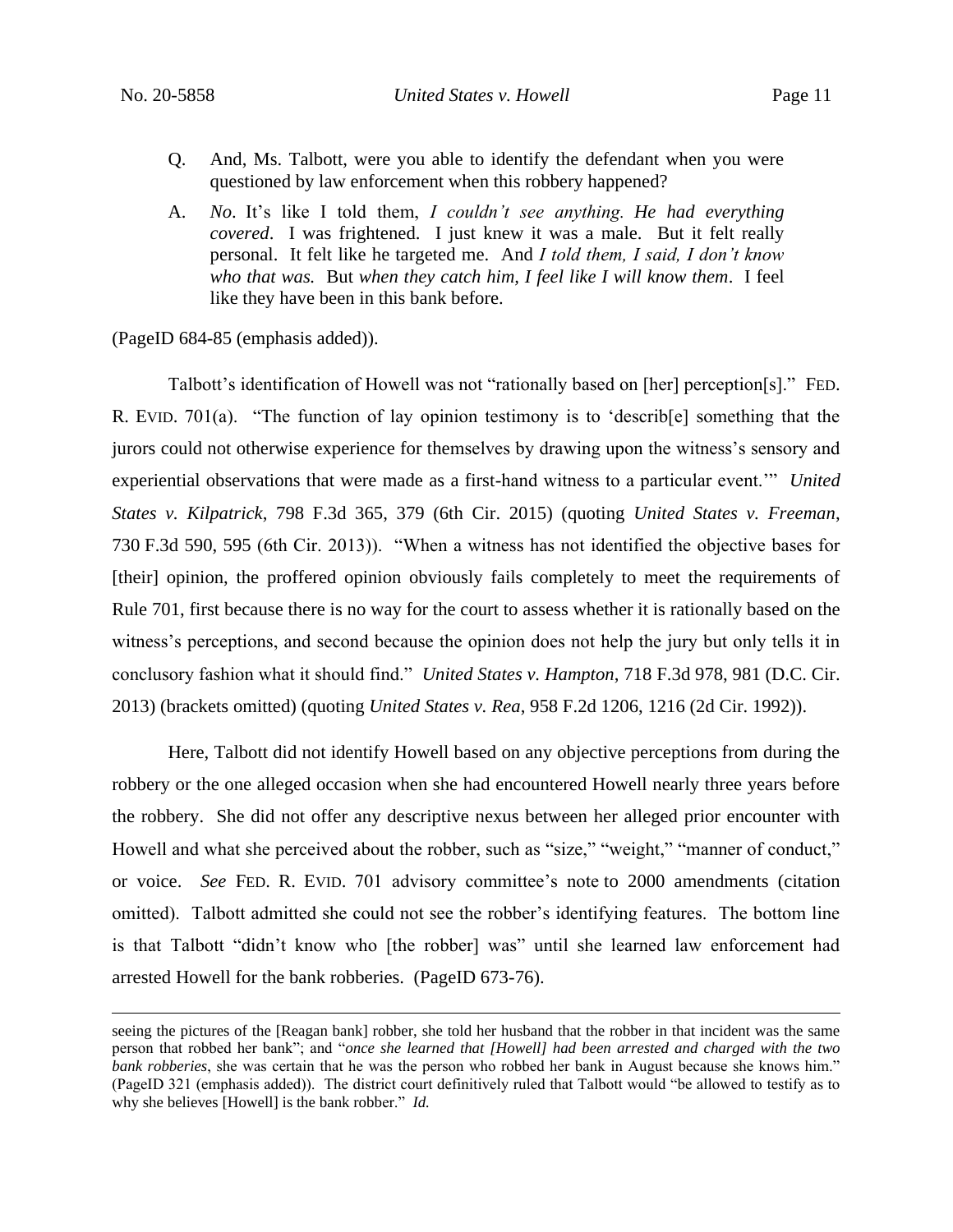Q. And, Ms. Talbott, were you able to identify the defendant when you were questioned by law enforcement when this robbery happened?

A. *No*. It's like I told them, *I couldn't see anything. He had everything covered*. I was frightened. I just knew it was a male. But it felt really personal. It felt like he targeted me. And *I told them, I said, I don't know who that was.* But *when they catch him, I feel like I will know them*. I feel like they have been in this bank before.

(PageID 684-85 (emphasis added)).

Talbott's identification of Howell was not "rationally based on [her] perception[s]." FED. R. EVID. 701(a). "The function of lay opinion testimony is to 'describ[e] something that the jurors could not otherwise experience for themselves by drawing upon the witness's sensory and experiential observations that were made as a first-hand witness to a particular event.'" *United States v. Kilpatrick*, 798 F.3d 365, 379 (6th Cir. 2015) (quoting *United States v. Freeman*, 730 F.3d 590, 595 (6th Cir. 2013)). "When a witness has not identified the objective bases for [their] opinion, the proffered opinion obviously fails completely to meet the requirements of Rule 701, first because there is no way for the court to assess whether it is rationally based on the witness's perceptions, and second because the opinion does not help the jury but only tells it in conclusory fashion what it should find." *United States v. Hampton*, 718 F.3d 978, 981 (D.C. Cir. 2013) (brackets omitted) (quoting *United States v. Rea*, 958 F.2d 1206, 1216 (2d Cir. 1992)).

Here, Talbott did not identify Howell based on any objective perceptions from during the robbery or the one alleged occasion when she had encountered Howell nearly three years before the robbery. She did not offer any descriptive nexus between her alleged prior encounter with Howell and what she perceived about the robber, such as "size," "weight," "manner of conduct," or voice. *See* FED. R. EVID. 701 advisory committee's note to 2000 amendments (citation omitted). Talbott admitted she could not see the robber's identifying features. The bottom line is that Talbott "didn't know who [the robber] was" until she learned law enforcement had arrested Howell for the bank robberies. (PageID 673-76).

---

seeing the pictures of the [Reagan bank] robber, she told her husband that the robber in that incident was the same person that robbed her bank"; and "*once she learned that [Howell] had been arrested and charged with the two bank robberies*, she was certain that he was the person who robbed her bank in August because she knows him." (PageID 321 (emphasis added)). The district court definitively ruled that Talbott would "be allowed to testify as to why she believes [Howell] is the bank robber." *Id.*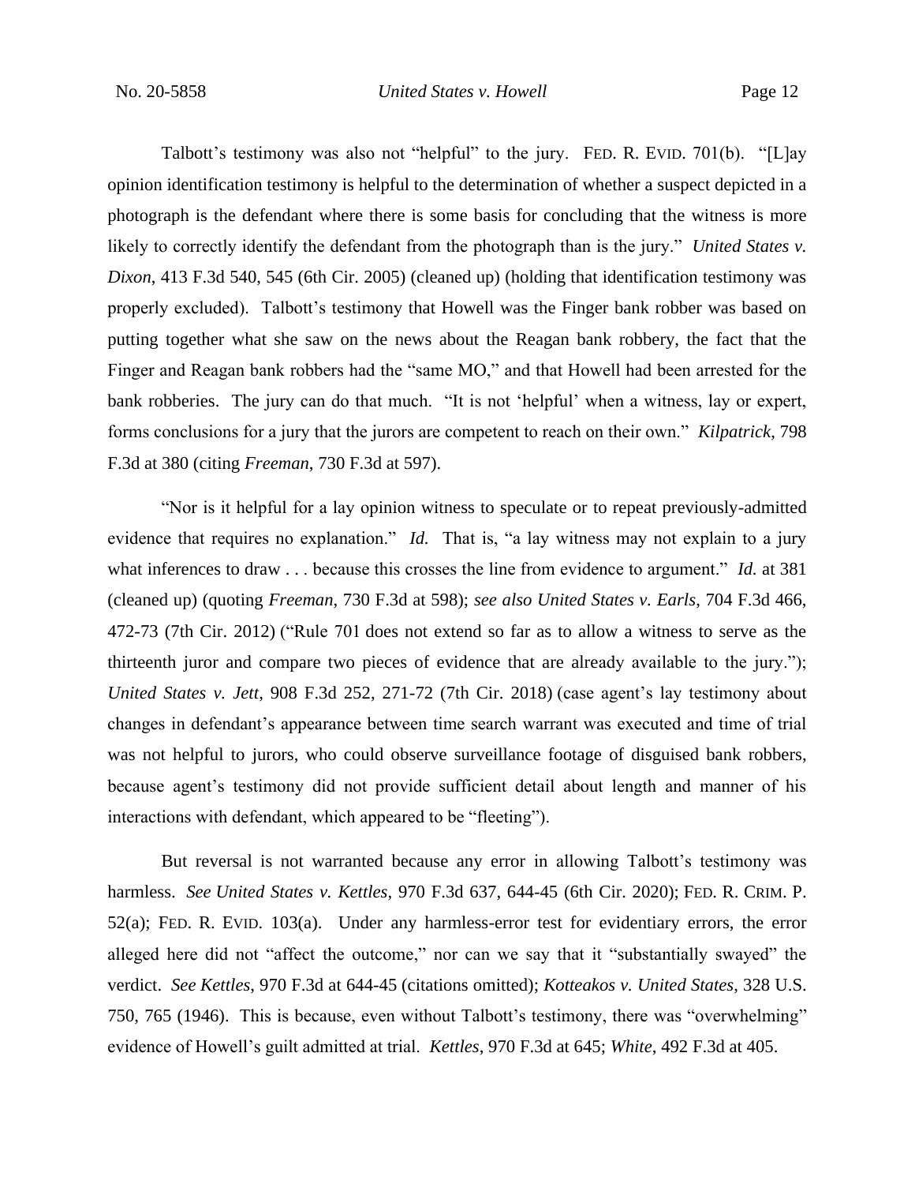Talbott's testimony was also not "helpful" to the jury. FED. R. EVID. 701(b). "[L]ay opinion identification testimony is helpful to the determination of whether a suspect depicted in a photograph is the defendant where there is some basis for concluding that the witness is more likely to correctly identify the defendant from the photograph than is the jury." *United States v. Dixon*, 413 F.3d 540, 545 (6th Cir. 2005) (cleaned up) (holding that identification testimony was properly excluded). Talbott's testimony that Howell was the Finger bank robber was based on putting together what she saw on the news about the Reagan bank robbery, the fact that the Finger and Reagan bank robbers had the "same MO," and that Howell had been arrested for the bank robberies. The jury can do that much. "It is not 'helpful' when a witness, lay or expert, forms conclusions for a jury that the jurors are competent to reach on their own." *Kilpatrick*, 798 F.3d at 380 (citing *Freeman*, 730 F.3d at 597).

"Nor is it helpful for a lay opinion witness to speculate or to repeat previously-admitted evidence that requires no explanation." *Id.* That is, "a lay witness may not explain to a jury what inferences to draw . . . because this crosses the line from evidence to argument." *Id.* at 381 (cleaned up) (quoting *Freeman*, 730 F.3d at 598); *see also United States v. Earls*, 704 F.3d 466, 472-73 (7th Cir. 2012) ("Rule 701 does not extend so far as to allow a witness to serve as the thirteenth juror and compare two pieces of evidence that are already available to the jury."); *United States v. Jett*, 908 F.3d 252, 271-72 (7th Cir. 2018) (case agent's lay testimony about changes in defendant's appearance between time search warrant was executed and time of trial was not helpful to jurors, who could observe surveillance footage of disguised bank robbers, because agent's testimony did not provide sufficient detail about length and manner of his interactions with defendant, which appeared to be "fleeting").

But reversal is not warranted because any error in allowing Talbott's testimony was harmless. *See United States v. Kettles*, 970 F.3d 637, 644-45 (6th Cir. 2020); FED. R. CRIM. P. 52(a); FED. R. EVID. 103(a). Under any harmless-error test for evidentiary errors, the error alleged here did not "affect the outcome," nor can we say that it "substantially swayed" the verdict. *See Kettles*, 970 F.3d at 644-45 (citations omitted); *Kotteakos v. United States*, 328 U.S. 750, 765 (1946). This is because, even without Talbott's testimony, there was "overwhelming" evidence of Howell's guilt admitted at trial. *Kettles*, 970 F.3d at 645; *White*, 492 F.3d at 405.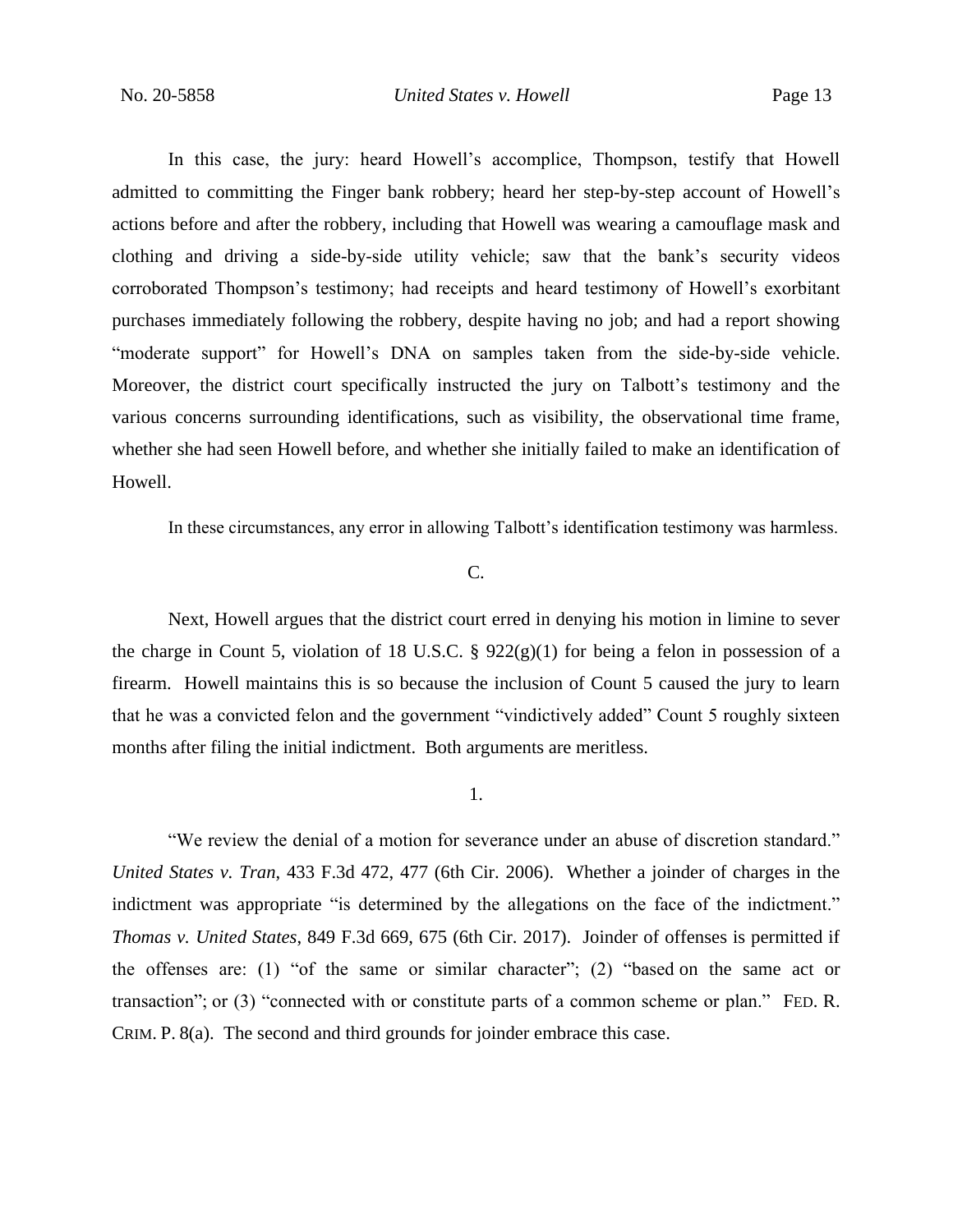In this case, the jury: heard Howell's accomplice, Thompson, testify that Howell admitted to committing the Finger bank robbery; heard her step-by-step account of Howell's actions before and after the robbery, including that Howell was wearing a camouflage mask and clothing and driving a side-by-side utility vehicle; saw that the bank's security videos corroborated Thompson's testimony; had receipts and heard testimony of Howell's exorbitant purchases immediately following the robbery, despite having no job; and had a report showing "moderate support" for Howell's DNA on samples taken from the side-by-side vehicle. Moreover, the district court specifically instructed the jury on Talbott's testimony and the various concerns surrounding identifications, such as visibility, the observational time frame, whether she had seen Howell before, and whether she initially failed to make an identification of Howell.

In these circumstances, any error in allowing Talbott's identification testimony was harmless.

C.

Next, Howell argues that the district court erred in denying his motion in limine to sever the charge in Count 5, violation of 18 U.S.C. § 922(g)(1) for being a felon in possession of a firearm. Howell maintains this is so because the inclusion of Count 5 caused the jury to learn that he was a convicted felon and the government "vindictively added" Count 5 roughly sixteen months after filing the initial indictment. Both arguments are meritless.

1.

"We review the denial of a motion for severance under an abuse of discretion standard." *United States v. Tran*, 433 F.3d 472, 477 (6th Cir. 2006). Whether a joinder of charges in the indictment was appropriate "is determined by the allegations on the face of the indictment." *Thomas v. United States*, 849 F.3d 669, 675 (6th Cir. 2017). Joinder of offenses is permitted if the offenses are: (1) "of the same or similar character"; (2) "based on the same act or transaction"; or (3) "connected with or constitute parts of a common scheme or plan." FED. R. CRIM. P. 8(a). The second and third grounds for joinder embrace this case.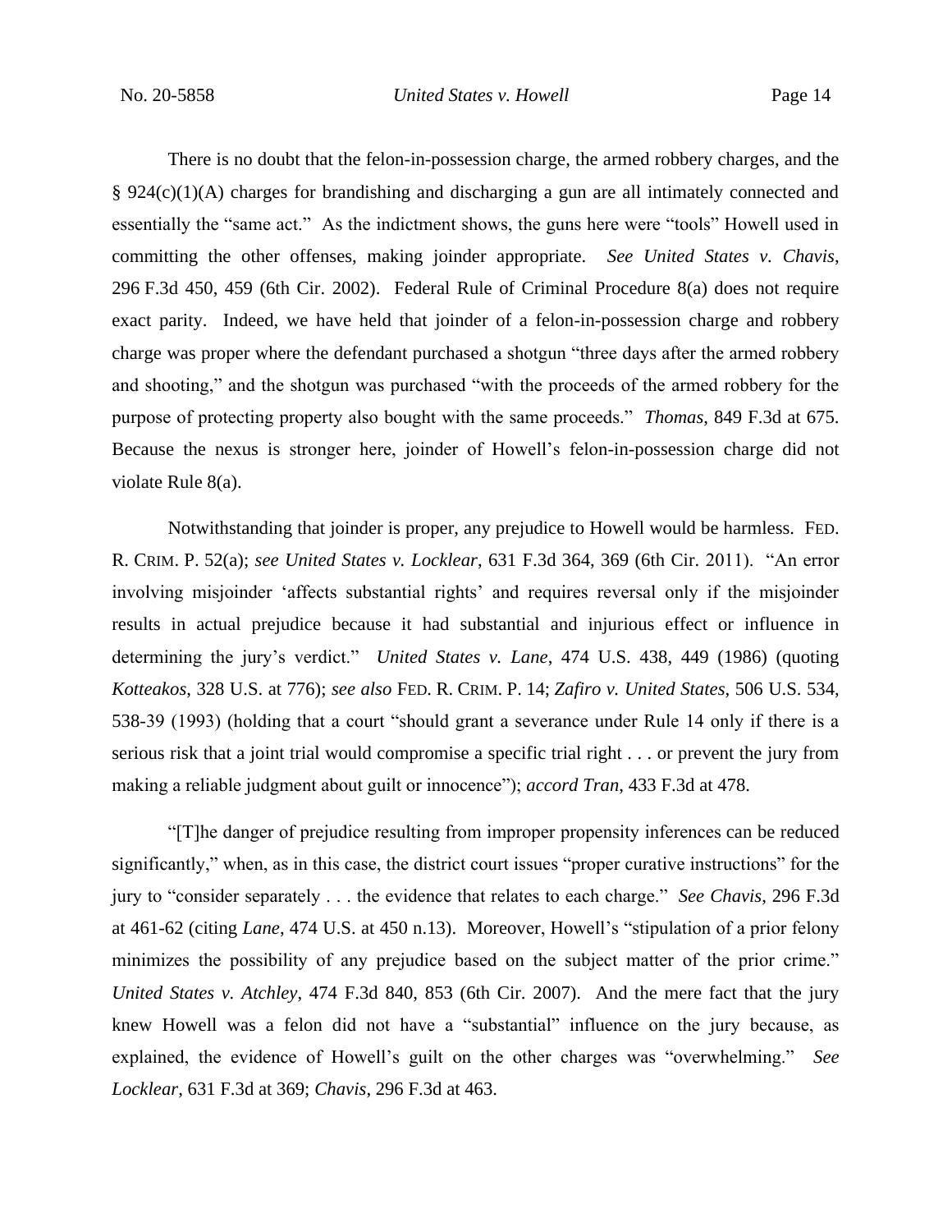There is no doubt that the felon-in-possession charge, the armed robbery charges, and the § 924(c)(1)(A) charges for brandishing and discharging a gun are all intimately connected and essentially the "same act." As the indictment shows, the guns here were "tools" Howell used in committing the other offenses, making joinder appropriate. *See United States v. Chavis*, 296 F.3d 450, 459 (6th Cir. 2002). Federal Rule of Criminal Procedure 8(a) does not require exact parity. Indeed, we have held that joinder of a felon-in-possession charge and robbery charge was proper where the defendant purchased a shotgun "three days after the armed robbery and shooting," and the shotgun was purchased "with the proceeds of the armed robbery for the purpose of protecting property also bought with the same proceeds." *Thomas*, 849 F.3d at 675. Because the nexus is stronger here, joinder of Howell's felon-in-possession charge did not violate Rule 8(a).

Notwithstanding that joinder is proper, any prejudice to Howell would be harmless. FED. R. CRIM. P. 52(a); *see United States v. Locklear*, 631 F.3d 364, 369 (6th Cir. 2011). "An error involving misjoinder 'affects substantial rights' and requires reversal only if the misjoinder results in actual prejudice because it had substantial and injurious effect or influence in determining the jury's verdict." *United States v. Lane*, 474 U.S. 438, 449 (1986) (quoting *Kotteakos*, 328 U.S. at 776); *see also* FED. R. CRIM. P. 14; *Zafiro v. United States*, 506 U.S. 534, 538-39 (1993) (holding that a court "should grant a severance under Rule 14 only if there is a serious risk that a joint trial would compromise a specific trial right . . . or prevent the jury from making a reliable judgment about guilt or innocence"); *accord Tran*, 433 F.3d at 478.

"[T]he danger of prejudice resulting from improper propensity inferences can be reduced significantly," when, as in this case, the district court issues "proper curative instructions" for the jury to "consider separately . . . the evidence that relates to each charge." *See Chavis*, 296 F.3d at 461-62 (citing *Lane*, 474 U.S. at 450 n.13). Moreover, Howell's "stipulation of a prior felony minimizes the possibility of any prejudice based on the subject matter of the prior crime." *United States v. Atchley*, 474 F.3d 840, 853 (6th Cir. 2007). And the mere fact that the jury knew Howell was a felon did not have a "substantial" influence on the jury because, as explained, the evidence of Howell's guilt on the other charges was "overwhelming." *See Locklear*, 631 F.3d at 369; *Chavis*, 296 F.3d at 463.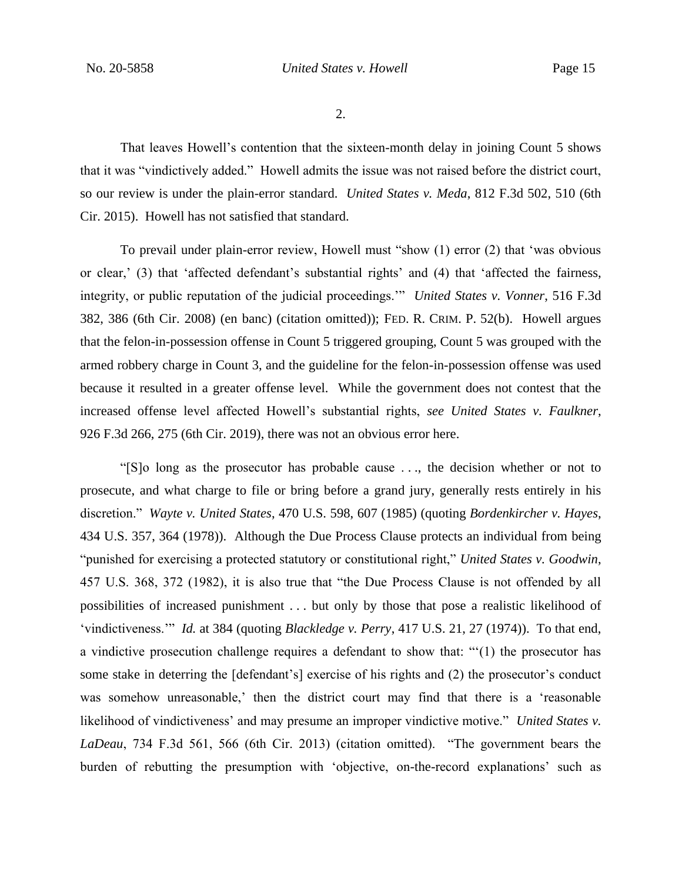2.

That leaves Howell's contention that the sixteen-month delay in joining Count 5 shows that it was "vindictively added." Howell admits the issue was not raised before the district court, so our review is under the plain-error standard. *United States v. Meda*, 812 F.3d 502, 510 (6th Cir. 2015). Howell has not satisfied that standard.

To prevail under plain-error review, Howell must "show (1) error (2) that 'was obvious or clear,' (3) that 'affected defendant's substantial rights' and (4) that 'affected the fairness, integrity, or public reputation of the judicial proceedings.'" *United States v. Vonner*, 516 F.3d 382, 386 (6th Cir. 2008) (en banc) (citation omitted)); FED. R. CRIM. P. 52(b). Howell argues that the felon-in-possession offense in Count 5 triggered grouping, Count 5 was grouped with the armed robbery charge in Count 3, and the guideline for the felon-in-possession offense was used because it resulted in a greater offense level. While the government does not contest that the increased offense level affected Howell's substantial rights, *see United States v. Faulkner*, 926 F.3d 266, 275 (6th Cir. 2019), there was not an obvious error here.

"[S]o long as the prosecutor has probable cause . . ., the decision whether or not to prosecute, and what charge to file or bring before a grand jury, generally rests entirely in his discretion." *Wayte v. United States*, 470 U.S. 598, 607 (1985) (quoting *Bordenkircher v. Hayes*, 434 U.S. 357, 364 (1978)). Although the Due Process Clause protects an individual from being "punished for exercising a protected statutory or constitutional right," *United States v. Goodwin*, 457 U.S. 368, 372 (1982), it is also true that "the Due Process Clause is not offended by all possibilities of increased punishment . . . but only by those that pose a realistic likelihood of 'vindictiveness.'" *Id.* at 384 (quoting *Blackledge v. Perry*, 417 U.S. 21, 27 (1974)). To that end, a vindictive prosecution challenge requires a defendant to show that: "'(1) the prosecutor has some stake in deterring the [defendant's] exercise of his rights and (2) the prosecutor's conduct was somehow unreasonable,' then the district court may find that there is a 'reasonable likelihood of vindictiveness' and may presume an improper vindictive motive." *United States v. LaDeau*, 734 F.3d 561, 566 (6th Cir. 2013) (citation omitted). "The government bears the burden of rebutting the presumption with 'objective, on-the-record explanations' such as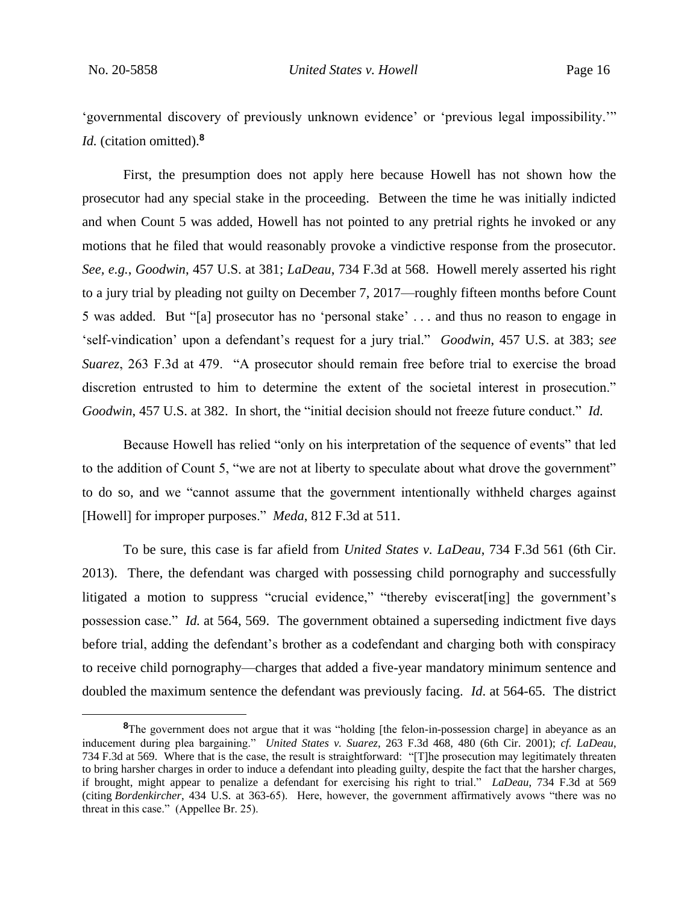'governmental discovery of previously unknown evidence' or 'previous legal impossibility.'" *Id.* (citation omitted).[8]

First, the presumption does not apply here because Howell has not shown how the prosecutor had any special stake in the proceeding. Between the time he was initially indicted and when Count 5 was added, Howell has not pointed to any pretrial rights he invoked or any motions that he filed that would reasonably provoke a vindictive response from the prosecutor. *See, e.g.*, *Goodwin*, 457 U.S. at 381; *LaDeau*, 734 F.3d at 568. Howell merely asserted his right to a jury trial by pleading not guilty on December 7, 2017—roughly fifteen months before Count 5 was added. But "[a] prosecutor has no 'personal stake' . . . and thus no reason to engage in 'self-vindication' upon a defendant's request for a jury trial." *Goodwin*, 457 U.S. at 383; *see Suarez*, 263 F.3d at 479. "A prosecutor should remain free before trial to exercise the broad discretion entrusted to him to determine the extent of the societal interest in prosecution." *Goodwin*, 457 U.S. at 382. In short, the "initial decision should not freeze future conduct." *Id.*

Because Howell has relied "only on his interpretation of the sequence of events" that led to the addition of Count 5, "we are not at liberty to speculate about what drove the government" to do so, and we "cannot assume that the government intentionally withheld charges against [Howell] for improper purposes." *Meda*, 812 F.3d at 511.

To be sure, this case is far afield from *United States v. LaDeau*, 734 F.3d 561 (6th Cir. 2013). There, the defendant was charged with possessing child pornography and successfully litigated a motion to suppress "crucial evidence," "thereby eviscerat[ing] the government's possession case." *Id.* at 564, 569. The government obtained a superseding indictment five days before trial, adding the defendant's brother as a codefendant and charging both with conspiracy to receive child pornography—charges that added a five-year mandatory minimum sentence and doubled the maximum sentence the defendant was previously facing. *Id.* at 564-65. The district

---

[8] The government does not argue that it was "holding [the felon-in-possession charge] in abeyance as an inducement during plea bargaining." *United States v. Suarez*, 263 F.3d 468, 480 (6th Cir. 2001); *cf. LaDeau*, 734 F.3d at 569. Where that is the case, the result is straightforward: "[T]he prosecution may legitimately threaten to bring harsher charges in order to induce a defendant into pleading guilty, despite the fact that the harsher charges, if brought, might appear to penalize a defendant for exercising his right to trial." *LaDeau*, 734 F.3d at 569 (citing *Bordenkircher*, 434 U.S. at 363-65). Here, however, the government affirmatively avows "there was no threat in this case." (Appellee Br. 25).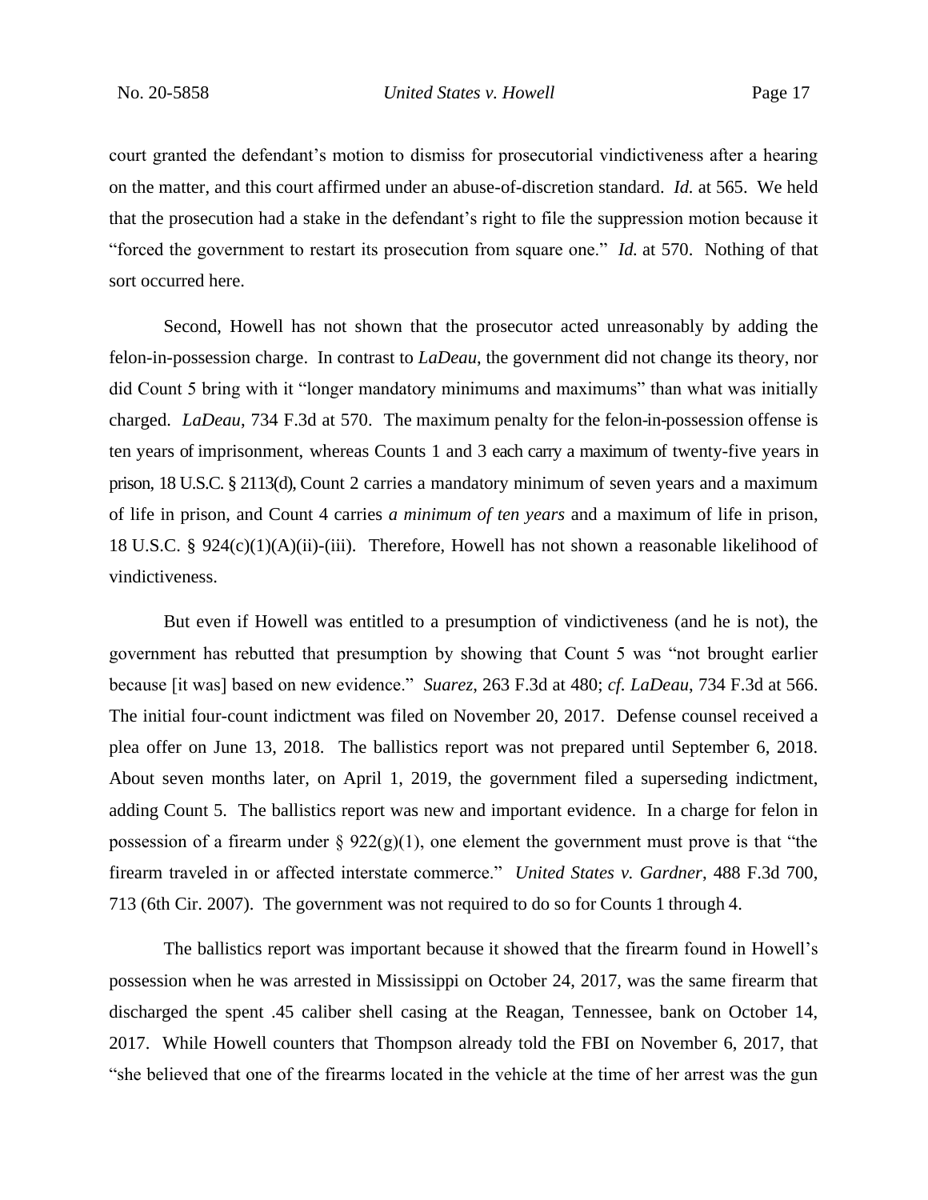court granted the defendant's motion to dismiss for prosecutorial vindictiveness after a hearing on the matter, and this court affirmed under an abuse-of-discretion standard. *Id.* at 565. We held that the prosecution had a stake in the defendant's right to file the suppression motion because it "forced the government to restart its prosecution from square one." *Id.* at 570. Nothing of that sort occurred here.

Second, Howell has not shown that the prosecutor acted unreasonably by adding the felon-in-possession charge. In contrast to *LaDeau*, the government did not change its theory, nor did Count 5 bring with it "longer mandatory minimums and maximums" than what was initially charged. *LaDeau*, 734 F.3d at 570. The maximum penalty for the felon-in-possession offense is ten years of imprisonment, whereas Counts 1 and 3 each carry a maximum of twenty-five years in prison, 18 U.S.C. § 2113(d), Count 2 carries a mandatory minimum of seven years and a maximum of life in prison, and Count 4 carries *a minimum of ten years* and a maximum of life in prison, 18 U.S.C. § 924(c)(1)(A)(ii)-(iii). Therefore, Howell has not shown a reasonable likelihood of vindictiveness.

But even if Howell was entitled to a presumption of vindictiveness (and he is not), the government has rebutted that presumption by showing that Count 5 was "not brought earlier because [it was] based on new evidence." *Suarez*, 263 F.3d at 480; *cf. LaDeau*, 734 F.3d at 566. The initial four-count indictment was filed on November 20, 2017. Defense counsel received a plea offer on June 13, 2018. The ballistics report was not prepared until September 6, 2018. About seven months later, on April 1, 2019, the government filed a superseding indictment, adding Count 5. The ballistics report was new and important evidence. In a charge for felon in possession of a firearm under § 922(g)(1), one element the government must prove is that "the firearm traveled in or affected interstate commerce." *United States v. Gardner*, 488 F.3d 700, 713 (6th Cir. 2007). The government was not required to do so for Counts 1 through 4.

The ballistics report was important because it showed that the firearm found in Howell's possession when he was arrested in Mississippi on October 24, 2017, was the same firearm that discharged the spent .45 caliber shell casing at the Reagan, Tennessee, bank on October 14, 2017. While Howell counters that Thompson already told the FBI on November 6, 2017, that "she believed that one of the firearms located in the vehicle at the time of her arrest was the gun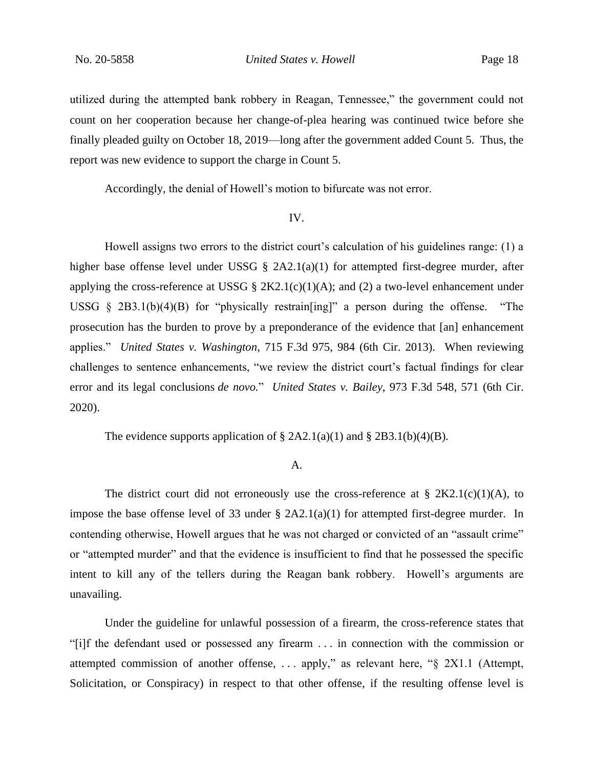utilized during the attempted bank robbery in Reagan, Tennessee," the government could not count on her cooperation because her change-of-plea hearing was continued twice before she finally pleaded guilty on October 18, 2019—long after the government added Count 5. Thus, the report was new evidence to support the charge in Count 5.

Accordingly, the denial of Howell's motion to bifurcate was not error.

## IV.

Howell assigns two errors to the district court's calculation of his guidelines range: (1) a higher base offense level under USSG § 2A2.1(a)(1) for attempted first-degree murder, after applying the cross-reference at USSG § 2K2.1(c)(1)(A); and (2) a two-level enhancement under USSG § 2B3.1(b)(4)(B) for "physically restrain[ing]" a person during the offense. "The prosecution has the burden to prove by a preponderance of the evidence that [an] enhancement applies." *United States v. Washington*, 715 F.3d 975, 984 (6th Cir. 2013). When reviewing challenges to sentence enhancements, "we review the district court's factual findings for clear error and its legal conclusions *de novo.*" *United States v. Bailey*, 973 F.3d 548, 571 (6th Cir. 2020).

The evidence supports application of § 2A2.1(a)(1) and § 2B3.1(b)(4)(B).

### A.

The district court did not erroneously use the cross-reference at § 2K2.1(c)(1)(A), to impose the base offense level of 33 under § 2A2.1(a)(1) for attempted first-degree murder. In contending otherwise, Howell argues that he was not charged or convicted of an "assault crime" or "attempted murder" and that the evidence is insufficient to find that he possessed the specific intent to kill any of the tellers during the Reagan bank robbery. Howell's arguments are unavailing.

Under the guideline for unlawful possession of a firearm, the cross-reference states that "[i]f the defendant used or possessed any firearm . . . in connection with the commission or attempted commission of another offense, . . . apply," as relevant here, "§ 2X1.1 (Attempt, Solicitation, or Conspiracy) in respect to that other offense, if the resulting offense level is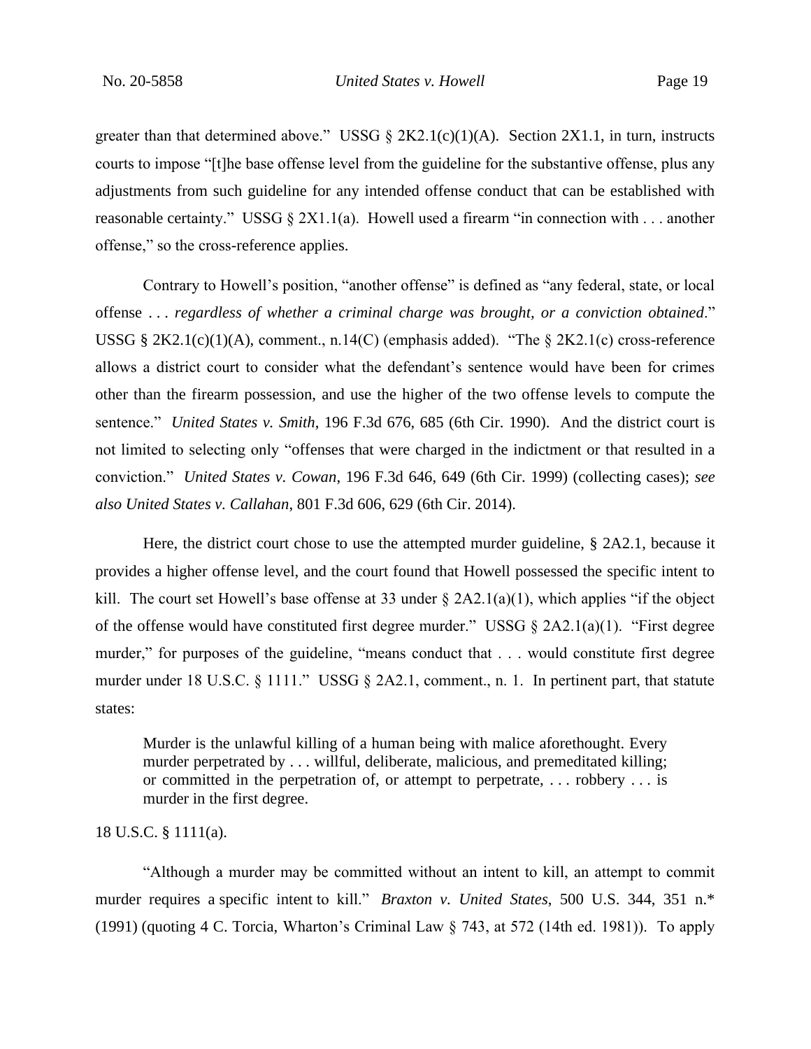greater than that determined above." USSG § 2K2.1(c)(1)(A). Section 2X1.1, in turn, instructs courts to impose "[t]he base offense level from the guideline for the substantive offense, plus any adjustments from such guideline for any intended offense conduct that can be established with reasonable certainty." USSG § 2X1.1(a). Howell used a firearm "in connection with . . . another offense," so the cross-reference applies.

Contrary to Howell's position, "another offense" is defined as "any federal, state, or local offense . . . *regardless of whether a criminal charge was brought, or a conviction obtained*." USSG § 2K2.1(c)(1)(A), comment., n.14(C) (emphasis added). "The § 2K2.1(c) cross-reference allows a district court to consider what the defendant's sentence would have been for crimes other than the firearm possession, and use the higher of the two offense levels to compute the sentence." *United States v. Smith*, 196 F.3d 676, 685 (6th Cir. 1990). And the district court is not limited to selecting only "offenses that were charged in the indictment or that resulted in a conviction." *United States v. Cowan*, 196 F.3d 646, 649 (6th Cir. 1999) (collecting cases); *see also United States v. Callahan*, 801 F.3d 606, 629 (6th Cir. 2014).

Here, the district court chose to use the attempted murder guideline, § 2A2.1, because it provides a higher offense level, and the court found that Howell possessed the specific intent to kill. The court set Howell's base offense at 33 under § 2A2.1(a)(1), which applies "if the object of the offense would have constituted first degree murder." USSG § 2A2.1(a)(1). "First degree murder," for purposes of the guideline, "means conduct that . . . would constitute first degree murder under 18 U.S.C. § 1111." USSG § 2A2.1, comment., n. 1. In pertinent part, that statute states:

> Murder is the unlawful killing of a human being with malice aforethought. Every murder perpetrated by . . . willful, deliberate, malicious, and premeditated killing; or committed in the perpetration of, or attempt to perpetrate, . . . robbery . . . is murder in the first degree.

18 U.S.C. § 1111(a).

"Although a murder may be committed without an intent to kill, an attempt to commit murder requires a specific intent to kill." *Braxton v. United States*, 500 U.S. 344, 351 n.* (1991) (quoting 4 C. Torcia, Wharton's Criminal Law § 743, at 572 (14th ed. 1981)). To apply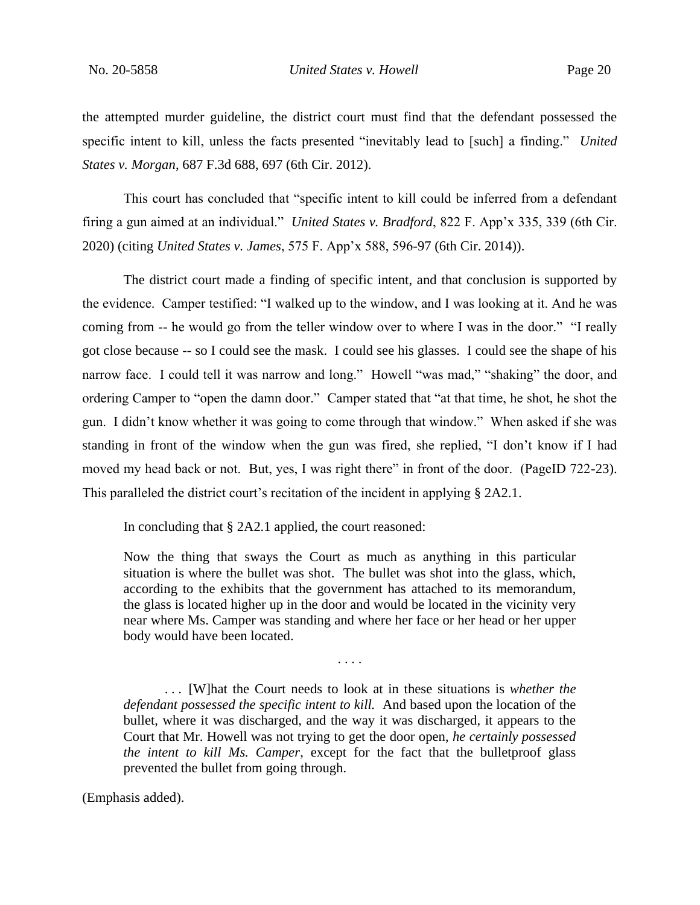the attempted murder guideline, the district court must find that the defendant possessed the specific intent to kill, unless the facts presented "inevitably lead to [such] a finding." *United States v. Morgan*, 687 F.3d 688, 697 (6th Cir. 2012).

This court has concluded that "specific intent to kill could be inferred from a defendant firing a gun aimed at an individual." *United States v. Bradford*, 822 F. App'x 335, 339 (6th Cir. 2020) (citing *United States v. James*, 575 F. App'x 588, 596-97 (6th Cir. 2014)).

The district court made a finding of specific intent, and that conclusion is supported by the evidence. Camper testified: "I walked up to the window, and I was looking at it. And he was coming from -- he would go from the teller window over to where I was in the door." "I really got close because -- so I could see the mask. I could see his glasses. I could see the shape of his narrow face. I could tell it was narrow and long." Howell "was mad," "shaking" the door, and ordering Camper to "open the damn door." Camper stated that "at that time, he shot, he shot the gun. I didn't know whether it was going to come through that window." When asked if she was standing in front of the window when the gun was fired, she replied, "I don't know if I had moved my head back or not. But, yes, I was right there" in front of the door. (PageID 722-23). This paralleled the district court's recitation of the incident in applying § 2A2.1.

In concluding that § 2A2.1 applied, the court reasoned:

> Now the thing that sways the Court as much as anything in this particular situation is where the bullet was shot. The bullet was shot into the glass, which, according to the exhibits that the government has attached to its memorandum, the glass is located higher up in the door and would be located in the vicinity very near where Ms. Camper was standing and where her face or her head or her upper body would have been located.
>
> . . . .
>
> . . . [W]hat the Court needs to look at in these situations is *whether the defendant possessed the specific intent to kill.* And based upon the location of the bullet, where it was discharged, and the way it was discharged, it appears to the Court that Mr. Howell was not trying to get the door open, *he certainly possessed the intent to kill Ms. Camper*, except for the fact that the bulletproof glass prevented the bullet from going through.

(Emphasis added).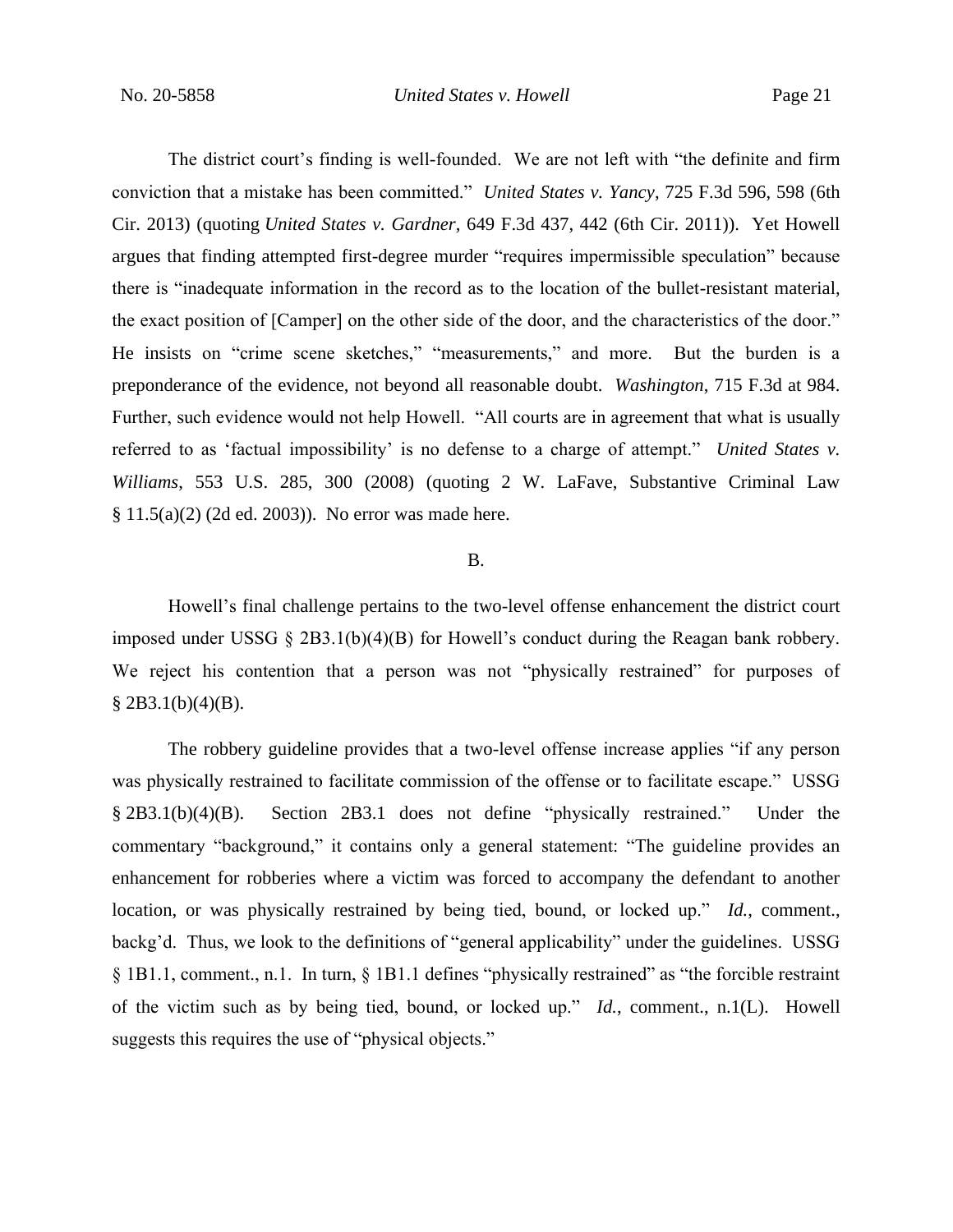The district court's finding is well-founded. We are not left with "the definite and firm conviction that a mistake has been committed." *United States v. Yancy*, 725 F.3d 596, 598 (6th Cir. 2013) (quoting *United States v. Gardner*, 649 F.3d 437, 442 (6th Cir. 2011)). Yet Howell argues that finding attempted first-degree murder "requires impermissible speculation" because there is "inadequate information in the record as to the location of the bullet-resistant material, the exact position of [Camper] on the other side of the door, and the characteristics of the door." He insists on "crime scene sketches," "measurements," and more. But the burden is a preponderance of the evidence, not beyond all reasonable doubt. *Washington*, 715 F.3d at 984. Further, such evidence would not help Howell. "All courts are in agreement that what is usually referred to as 'factual impossibility' is no defense to a charge of attempt." *United States v. Williams*, 553 U.S. 285, 300 (2008) (quoting 2 W. LaFave, Substantive Criminal Law § 11.5(a)(2) (2d ed. 2003)). No error was made here.

B.

Howell's final challenge pertains to the two-level offense enhancement the district court imposed under USSG § 2B3.1(b)(4)(B) for Howell's conduct during the Reagan bank robbery. We reject his contention that a person was not "physically restrained" for purposes of § 2B3.1(b)(4)(B).

The robbery guideline provides that a two-level offense increase applies "if any person was physically restrained to facilitate commission of the offense or to facilitate escape." USSG § 2B3.1(b)(4)(B). Section 2B3.1 does not define "physically restrained." Under the commentary "background," it contains only a general statement: "The guideline provides an enhancement for robberies where a victim was forced to accompany the defendant to another location, or was physically restrained by being tied, bound, or locked up." *Id.*, comment., backg'd. Thus, we look to the definitions of "general applicability" under the guidelines. USSG § 1B1.1, comment., n.1. In turn, § 1B1.1 defines "physically restrained" as "the forcible restraint of the victim such as by being tied, bound, or locked up." *Id.*, comment., n.1(L). Howell suggests this requires the use of "physical objects."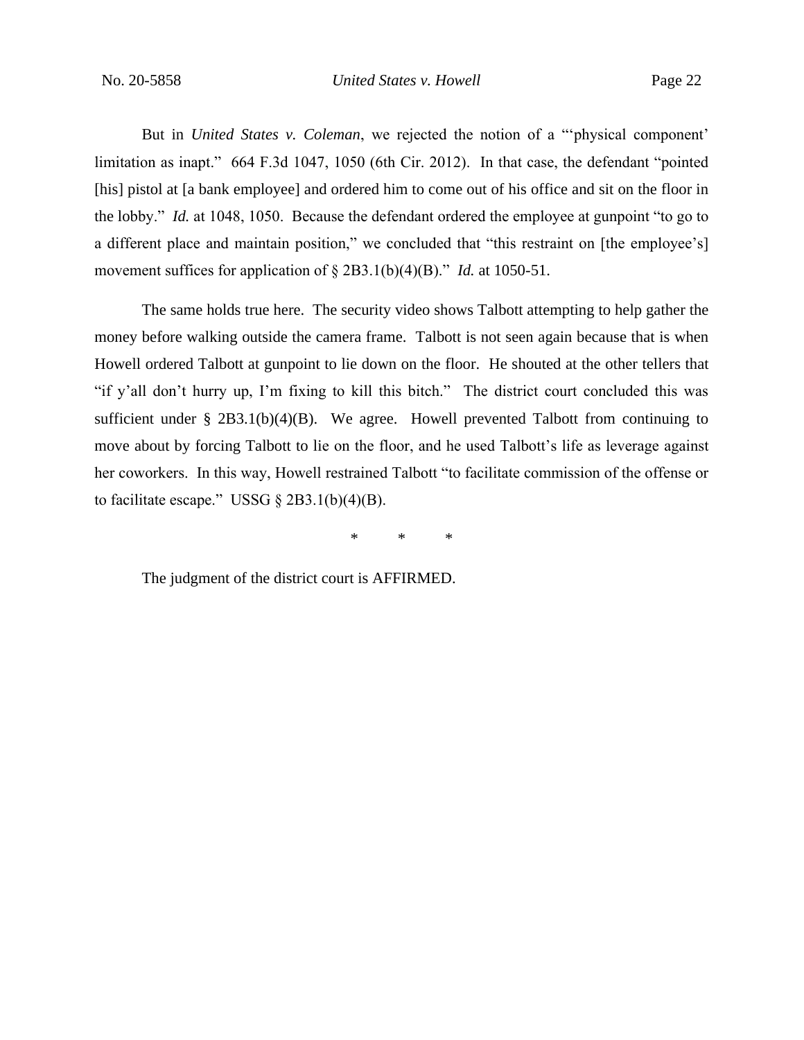But in *United States v. Coleman*, we rejected the notion of a "'physical component' limitation as inapt." 664 F.3d 1047, 1050 (6th Cir. 2012). In that case, the defendant "pointed [his] pistol at [a bank employee] and ordered him to come out of his office and sit on the floor in the lobby." *Id.* at 1048, 1050. Because the defendant ordered the employee at gunpoint "to go to a different place and maintain position," we concluded that "this restraint on [the employee's] movement suffices for application of § 2B3.1(b)(4)(B)." *Id.* at 1050-51.

The same holds true here. The security video shows Talbott attempting to help gather the money before walking outside the camera frame. Talbott is not seen again because that is when Howell ordered Talbott at gunpoint to lie down on the floor. He shouted at the other tellers that "if y'all don't hurry up, I'm fixing to kill this bitch." The district court concluded this was sufficient under § 2B3.1(b)(4)(B). We agree. Howell prevented Talbott from continuing to move about by forcing Talbott to lie on the floor, and he used Talbott's life as leverage against her coworkers. In this way, Howell restrained Talbott "to facilitate commission of the offense or to facilitate escape." USSG § 2B3.1(b)(4)(B).

\* \* \*

The judgment of the district court is AFFIRMED.